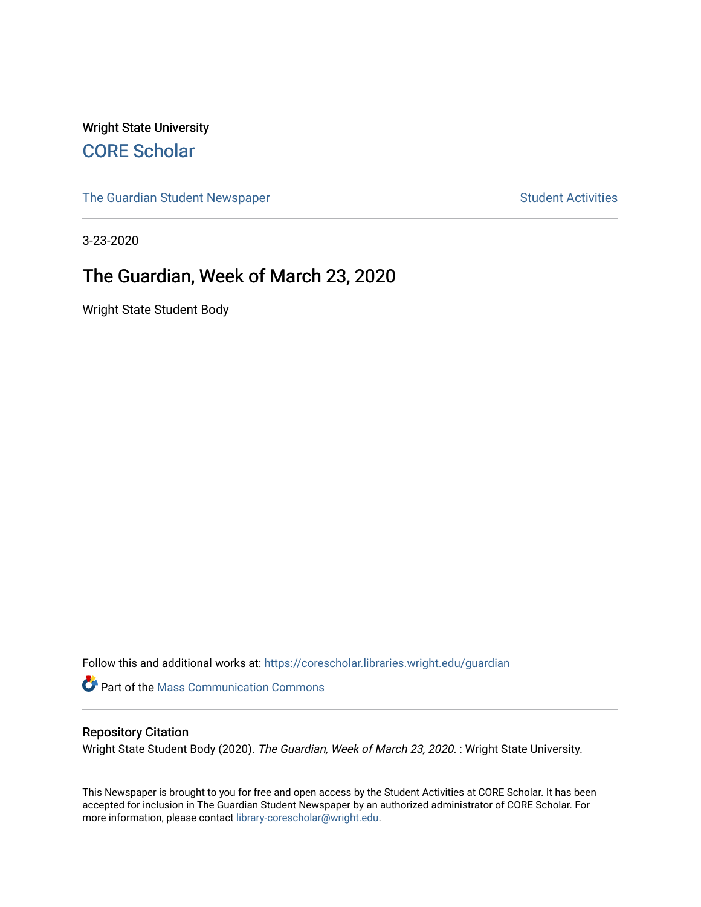Wright State University

# CORE Scholar

The Guardian Student Newspaper

Student Activities

3-23-2020

## The Guardian, Week of March 23, 2020

Wright State Student Body

Follow this and additional works at: https://corescholar.libraries.wright.edu/guardian

Part of the Mass Communication Commons

### Repository Citation

Wright State Student Body (2020). *The Guardian, Week of March 23, 2020*. : Wright State University.

This Newspaper is brought to you for free and open access by the Student Activities at CORE Scholar. It has been accepted for inclusion in The Guardian Student Newspaper by an authorized administrator of CORE Scholar. For more information, please contact library-corescholar@wright.edu.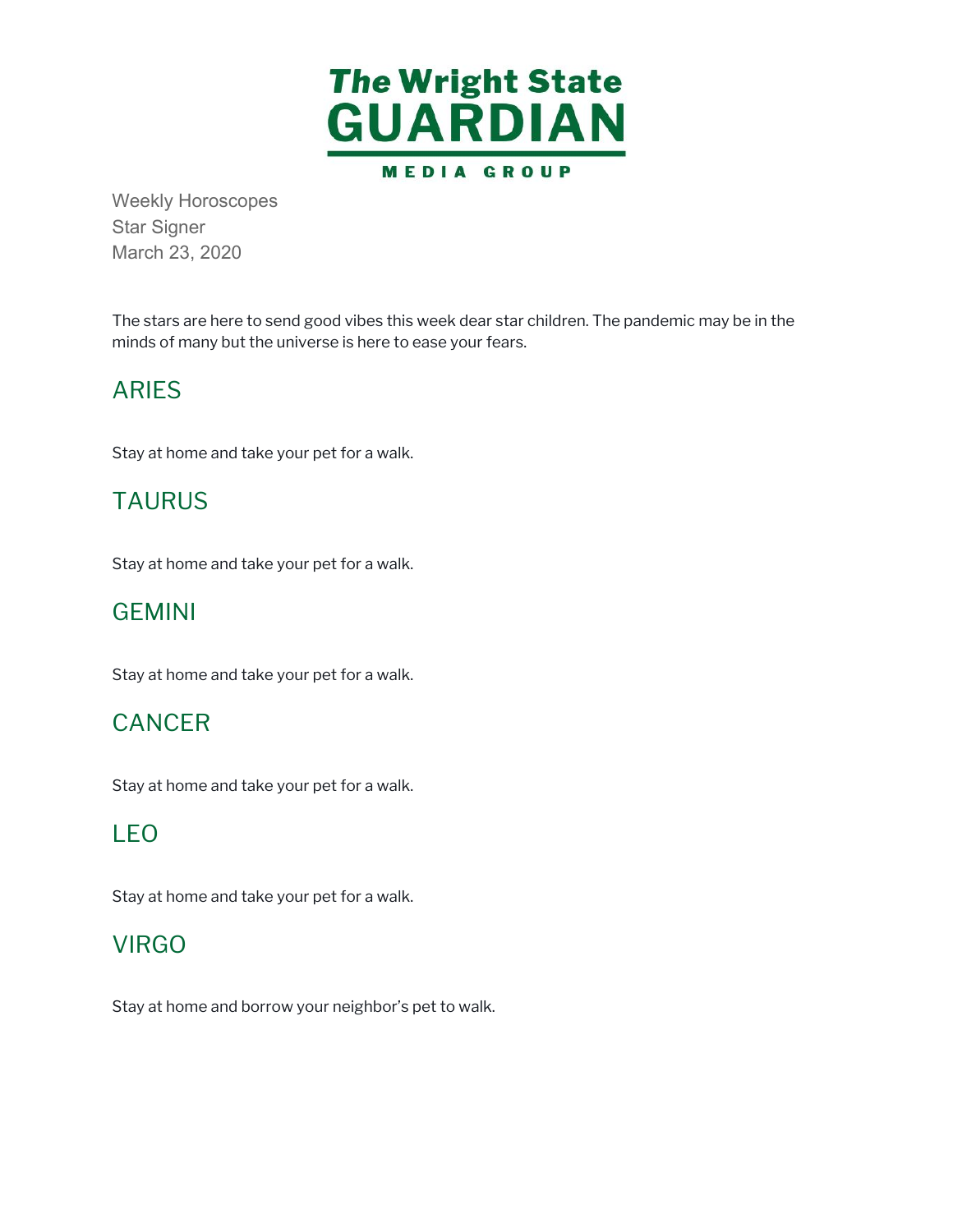# The Wright State GUARDIAN

MEDIA GROUP

Weekly Horoscopes
Star Signer
March 23, 2020

The stars are here to send good vibes this week dear star children. The pandemic may be in the minds of many but the universe is here to ease your fears.

## ARIES

Stay at home and take your pet for a walk.

## TAURUS

Stay at home and take your pet for a walk.

## GEMINI

Stay at home and take your pet for a walk.

## CANCER

Stay at home and take your pet for a walk.

## LEO

Stay at home and take your pet for a walk.

## VIRGO

Stay at home and borrow your neighbor's pet to walk.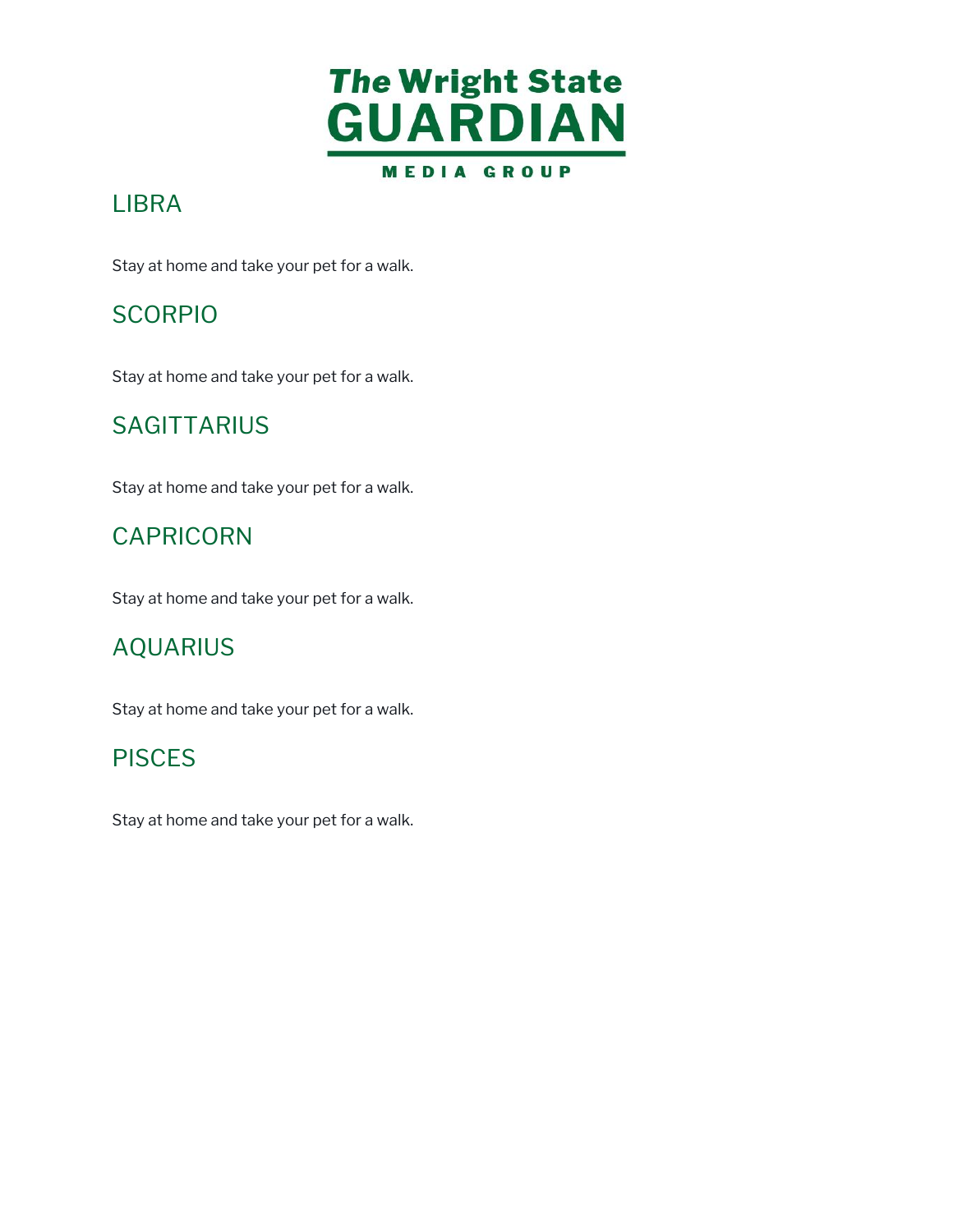## LIBRA

Stay at home and take your pet for a walk.

## SCORPIO

Stay at home and take your pet for a walk.

## SAGITTARIUS

Stay at home and take your pet for a walk.

## CAPRICORN

Stay at home and take your pet for a walk.

## AQUARIUS

Stay at home and take your pet for a walk.

## PISCES

Stay at home and take your pet for a walk.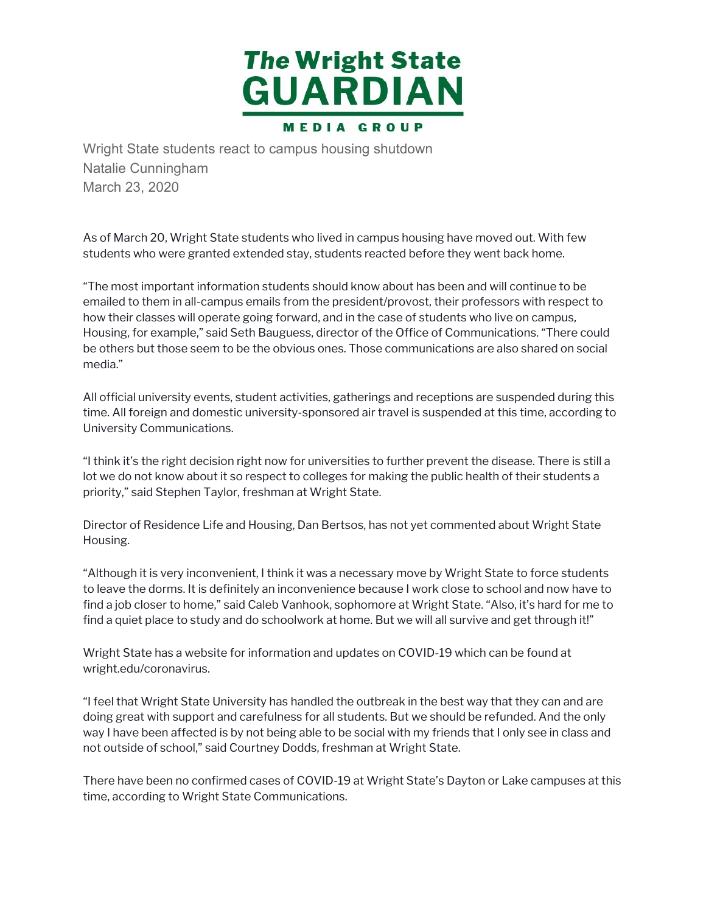# The Wright State GUARDIAN

MEDIA GROUP

Wright State students react to campus housing shutdown
Natalie Cunningham
March 23, 2020

As of March 20, Wright State students who lived in campus housing have moved out. With few students who were granted extended stay, students reacted before they went back home.

"The most important information students should know about has been and will continue to be emailed to them in all-campus emails from the president/provost, their professors with respect to how their classes will operate going forward, and in the case of students who live on campus, Housing, for example," said Seth Bauguess, director of the Office of Communications. "There could be others but those seem to be the obvious ones. Those communications are also shared on social media."

All official university events, student activities, gatherings and receptions are suspended during this time. All foreign and domestic university-sponsored air travel is suspended at this time, according to University Communications.

"I think it's the right decision right now for universities to further prevent the disease. There is still a lot we do not know about it so respect to colleges for making the public health of their students a priority," said Stephen Taylor, freshman at Wright State.

Director of Residence Life and Housing, Dan Bertsos, has not yet commented about Wright State Housing.

"Although it is very inconvenient, I think it was a necessary move by Wright State to force students to leave the dorms. It is definitely an inconvenience because I work close to school and now have to find a job closer to home," said Caleb Vanhook, sophomore at Wright State. "Also, it's hard for me to find a quiet place to study and do schoolwork at home. But we will all survive and get through it!"

Wright State has a website for information and updates on COVID-19 which can be found at wright.edu/coronavirus.

"I feel that Wright State University has handled the outbreak in the best way that they can and are doing great with support and carefulness for all students. But we should be refunded. And the only way I have been affected is by not being able to be social with my friends that I only see in class and not outside of school," said Courtney Dodds, freshman at Wright State.

There have been no confirmed cases of COVID-19 at Wright State's Dayton or Lake campuses at this time, according to Wright State Communications.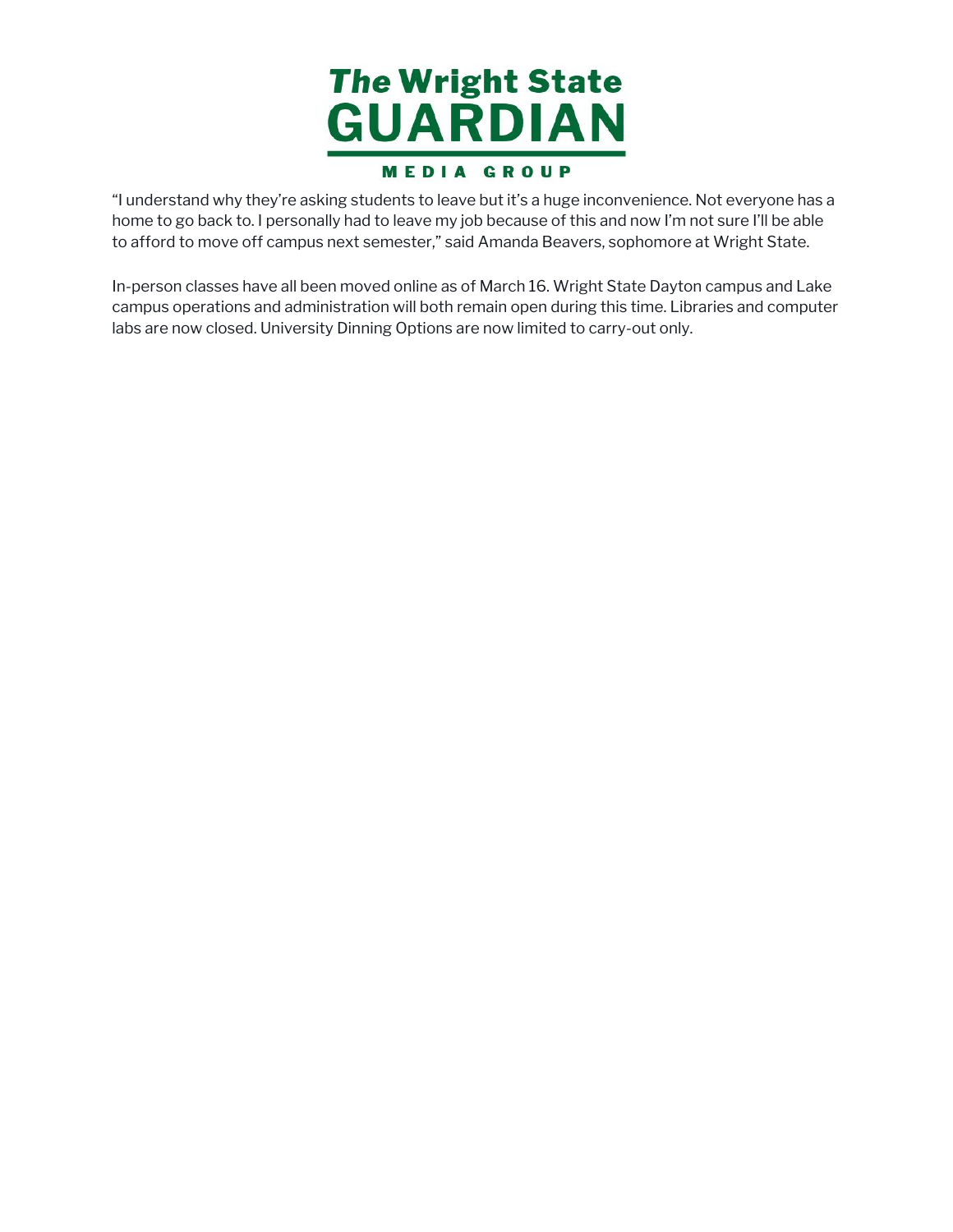"I understand why they're asking students to leave but it's a huge inconvenience. Not everyone has a home to go back to. I personally had to leave my job because of this and now I'm not sure I'll be able to afford to move off campus next semester," said Amanda Beavers, sophomore at Wright State.

In-person classes have all been moved online as of March 16. Wright State Dayton campus and Lake campus operations and administration will both remain open during this time. Libraries and computer labs are now closed. University Dinning Options are now limited to carry-out only.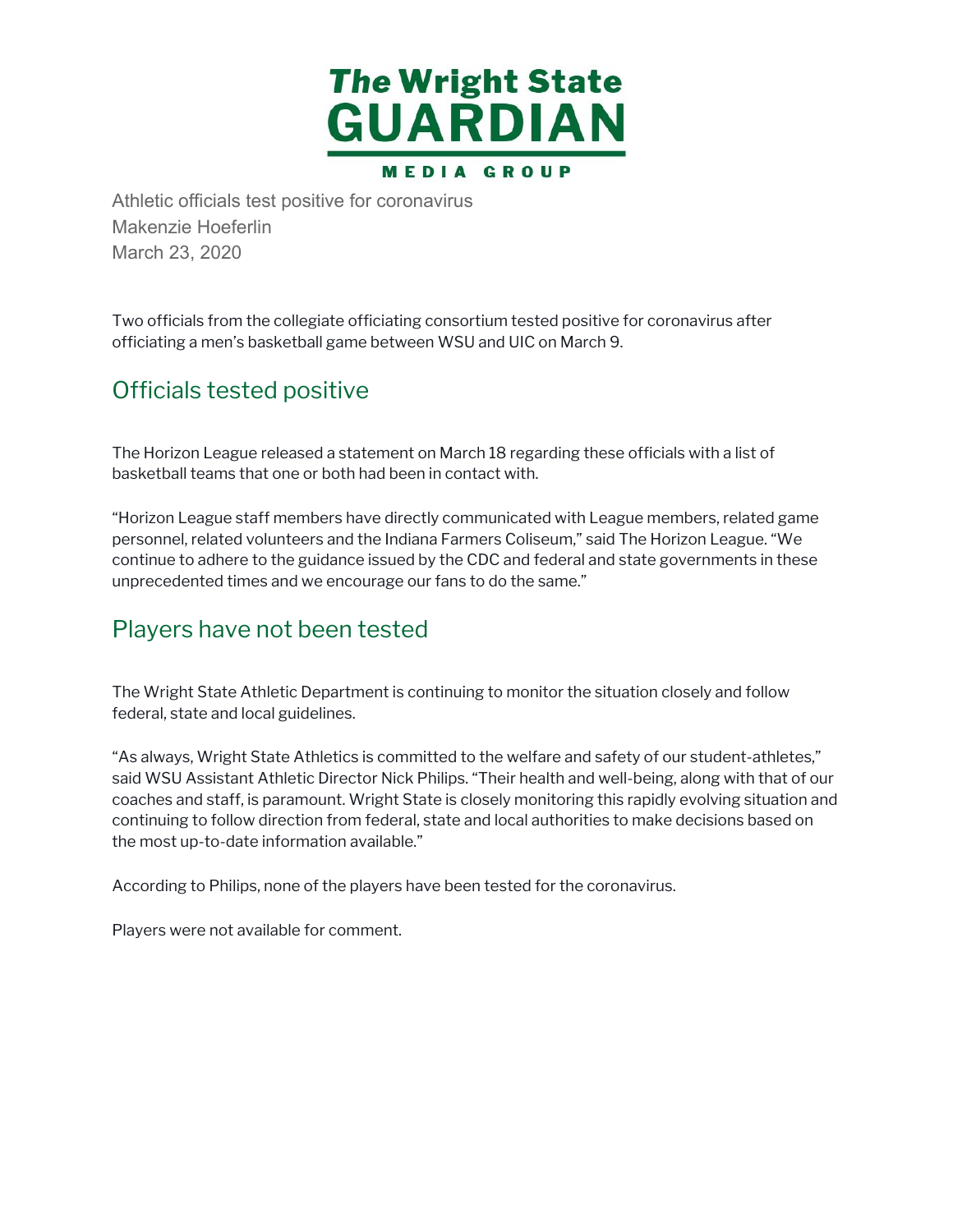Athletic officials test positive for coronavirus
Makenzie Hoeferlin
March 23, 2020

Two officials from the collegiate officiating consortium tested positive for coronavirus after officiating a men's basketball game between WSU and UIC on March 9.

## Officials tested positive

The Horizon League released a statement on March 18 regarding these officials with a list of basketball teams that one or both had been in contact with.

"Horizon League staff members have directly communicated with League members, related game personnel, related volunteers and the Indiana Farmers Coliseum," said The Horizon League. "We continue to adhere to the guidance issued by the CDC and federal and state governments in these unprecedented times and we encourage our fans to do the same."

## Players have not been tested

The Wright State Athletic Department is continuing to monitor the situation closely and follow federal, state and local guidelines.

"As always, Wright State Athletics is committed to the welfare and safety of our student-athletes," said WSU Assistant Athletic Director Nick Philips. "Their health and well-being, along with that of our coaches and staff, is paramount. Wright State is closely monitoring this rapidly evolving situation and continuing to follow direction from federal, state and local authorities to make decisions based on the most up-to-date information available."

According to Philips, none of the players have been tested for the coronavirus.

Players were not available for comment.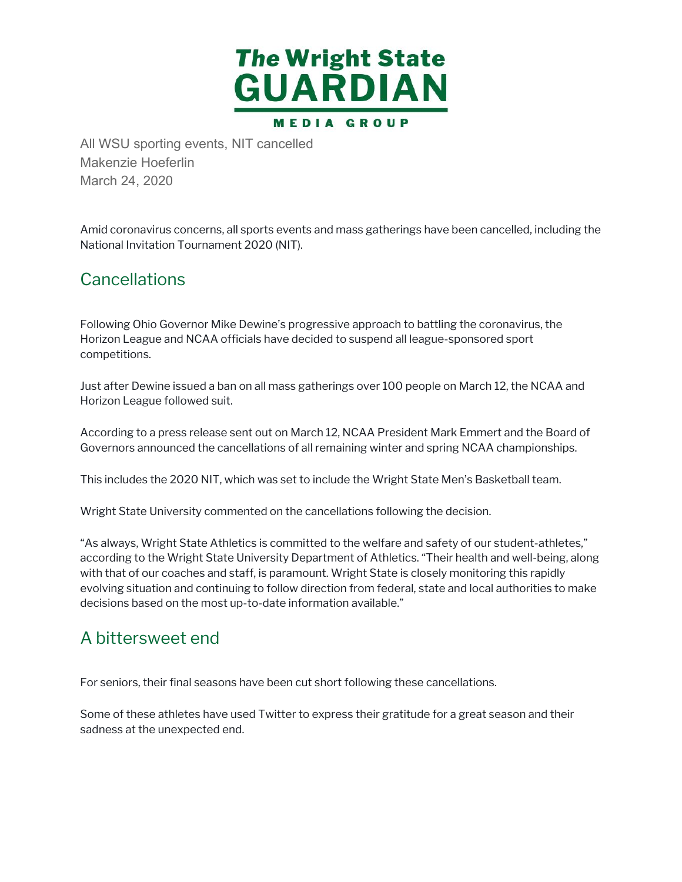All WSU sporting events, NIT cancelled
Makenzie Hoeferlin
March 24, 2020

Amid coronavirus concerns, all sports events and mass gatherings have been cancelled, including the National Invitation Tournament 2020 (NIT).

## Cancellations

Following Ohio Governor Mike Dewine's progressive approach to battling the coronavirus, the Horizon League and NCAA officials have decided to suspend all league-sponsored sport competitions.

Just after Dewine issued a ban on all mass gatherings over 100 people on March 12, the NCAA and Horizon League followed suit.

According to a press release sent out on March 12, NCAA President Mark Emmert and the Board of Governors announced the cancellations of all remaining winter and spring NCAA championships.

This includes the 2020 NIT, which was set to include the Wright State Men's Basketball team.

Wright State University commented on the cancellations following the decision.

"As always, Wright State Athletics is committed to the welfare and safety of our student-athletes," according to the Wright State University Department of Athletics. "Their health and well-being, along with that of our coaches and staff, is paramount. Wright State is closely monitoring this rapidly evolving situation and continuing to follow direction from federal, state and local authorities to make decisions based on the most up-to-date information available."

## A bittersweet end

For seniors, their final seasons have been cut short following these cancellations.

Some of these athletes have used Twitter to express their gratitude for a great season and their sadness at the unexpected end.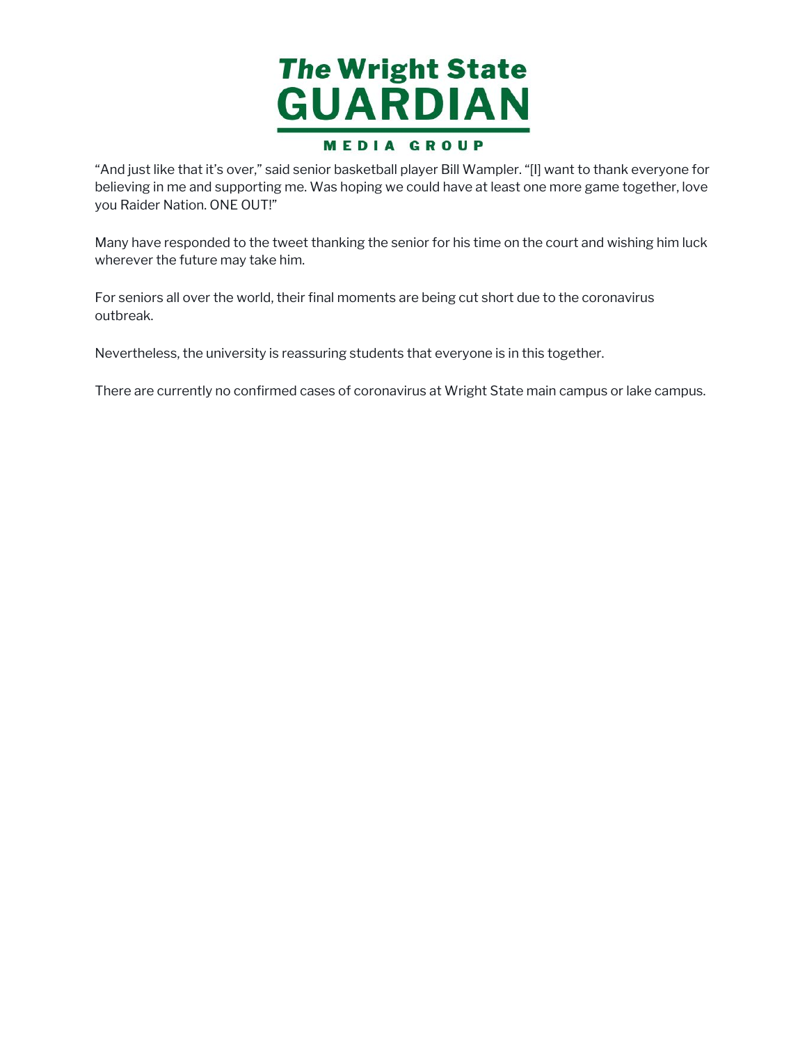"And just like that it's over," said senior basketball player Bill Wampler. "[I] want to thank everyone for believing in me and supporting me. Was hoping we could have at least one more game together, love you Raider Nation. ONE OUT!"

Many have responded to the tweet thanking the senior for his time on the court and wishing him luck wherever the future may take him.

For seniors all over the world, their final moments are being cut short due to the coronavirus outbreak.

Nevertheless, the university is reassuring students that everyone is in this together.

There are currently no confirmed cases of coronavirus at Wright State main campus or lake campus.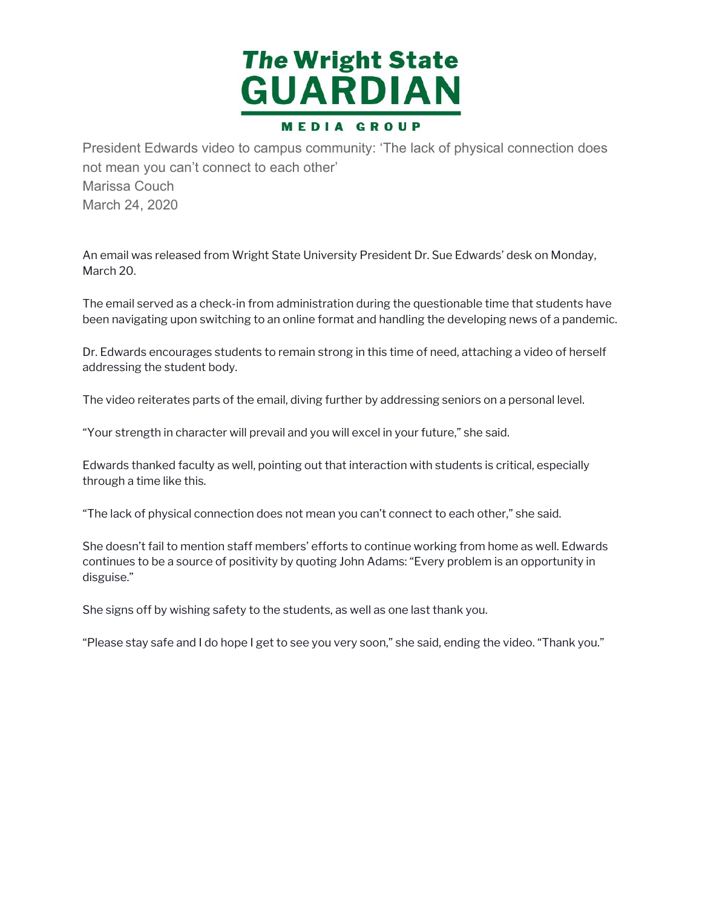# President Edwards video to campus community: 'The lack of physical connection does not mean you can't connect to each other'

Marissa Couch

March 24, 2020

An email was released from Wright State University President Dr. Sue Edwards' desk on Monday, March 20.

The email served as a check-in from administration during the questionable time that students have been navigating upon switching to an online format and handling the developing news of a pandemic.

Dr. Edwards encourages students to remain strong in this time of need, attaching a video of herself addressing the student body.

The video reiterates parts of the email, diving further by addressing seniors on a personal level.

"Your strength in character will prevail and you will excel in your future," she said.

Edwards thanked faculty as well, pointing out that interaction with students is critical, especially through a time like this.

"The lack of physical connection does not mean you can't connect to each other," she said.

She doesn't fail to mention staff members' efforts to continue working from home as well. Edwards continues to be a source of positivity by quoting John Adams: "Every problem is an opportunity in disguise."

She signs off by wishing safety to the students, as well as one last thank you.

"Please stay safe and I do hope I get to see you very soon," she said, ending the video. "Thank you."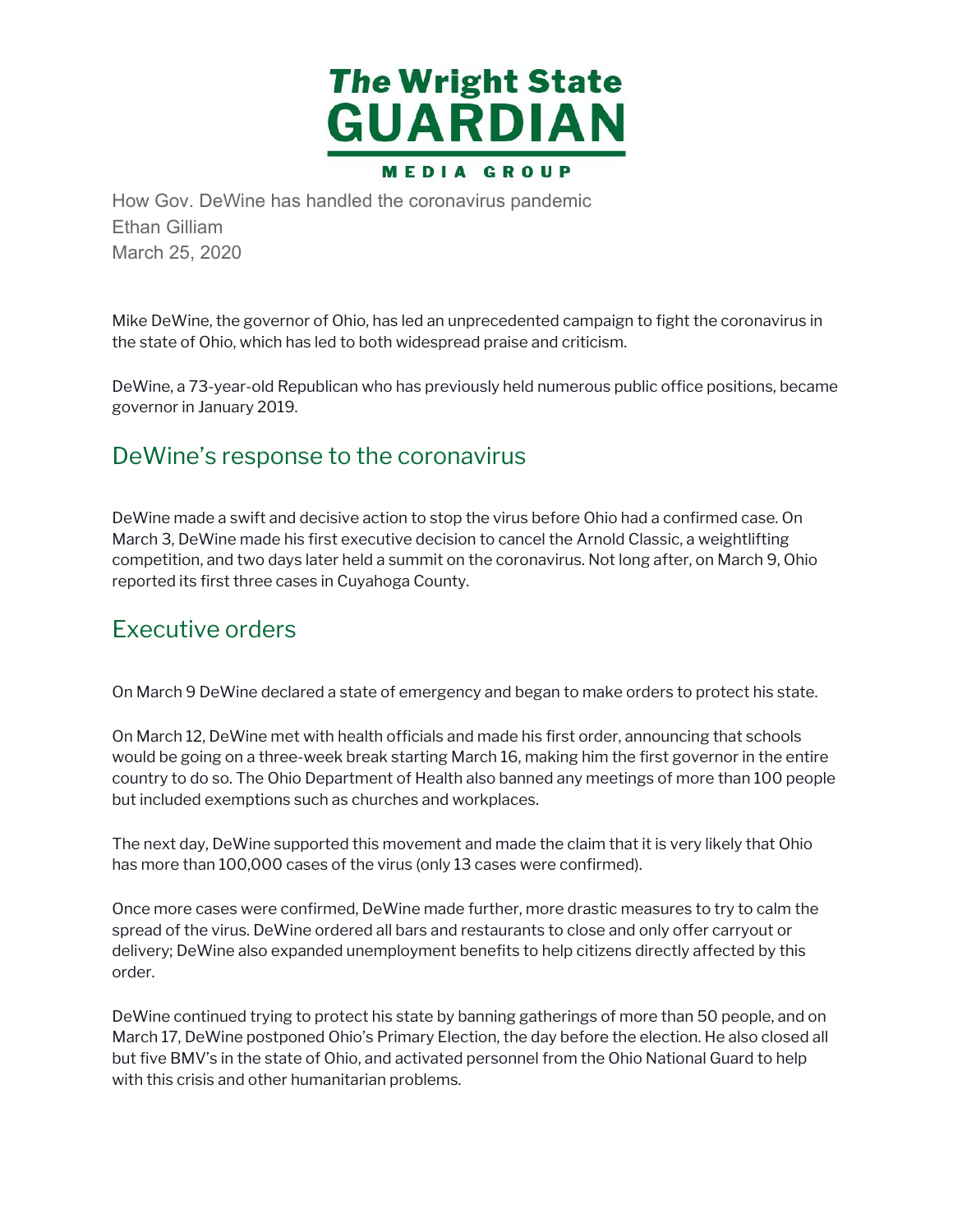How Gov. DeWine has handled the coronavirus pandemic
Ethan Gilliam
March 25, 2020

Mike DeWine, the governor of Ohio, has led an unprecedented campaign to fight the coronavirus in the state of Ohio, which has led to both widespread praise and criticism.

DeWine, a 73-year-old Republican who has previously held numerous public office positions, became governor in January 2019.

## DeWine's response to the coronavirus

DeWine made a swift and decisive action to stop the virus before Ohio had a confirmed case. On March 3, DeWine made his first executive decision to cancel the Arnold Classic, a weightlifting competition, and two days later held a summit on the coronavirus. Not long after, on March 9, Ohio reported its first three cases in Cuyahoga County.

## Executive orders

On March 9 DeWine declared a state of emergency and began to make orders to protect his state.

On March 12, DeWine met with health officials and made his first order, announcing that schools would be going on a three-week break starting March 16, making him the first governor in the entire country to do so. The Ohio Department of Health also banned any meetings of more than 100 people but included exemptions such as churches and workplaces.

The next day, DeWine supported this movement and made the claim that it is very likely that Ohio has more than 100,000 cases of the virus (only 13 cases were confirmed).

Once more cases were confirmed, DeWine made further, more drastic measures to try to calm the spread of the virus. DeWine ordered all bars and restaurants to close and only offer carryout or delivery; DeWine also expanded unemployment benefits to help citizens directly affected by this order.

DeWine continued trying to protect his state by banning gatherings of more than 50 people, and on March 17, DeWine postponed Ohio's Primary Election, the day before the election. He also closed all but five BMV's in the state of Ohio, and activated personnel from the Ohio National Guard to help with this crisis and other humanitarian problems.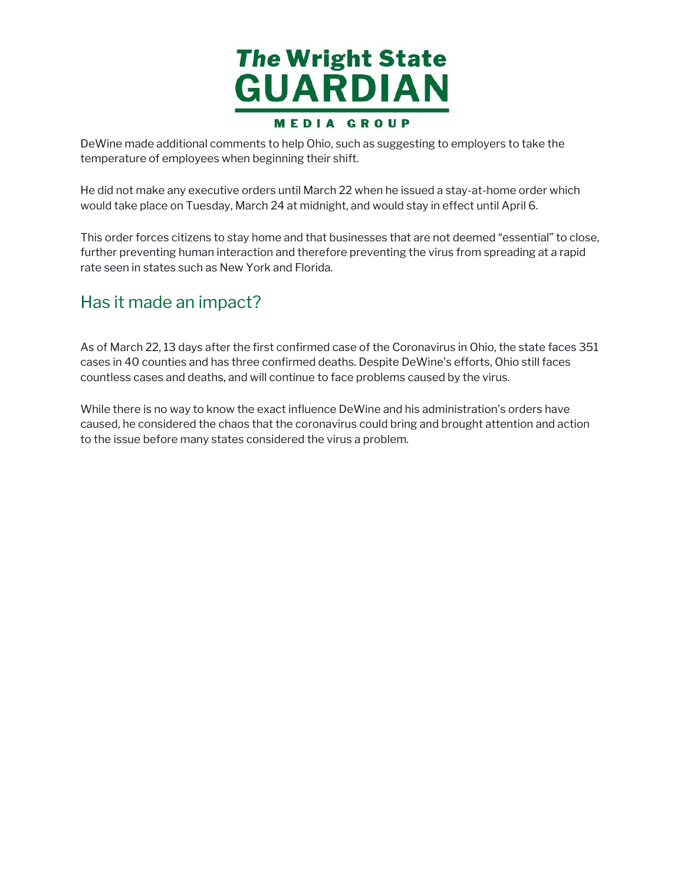DeWine made additional comments to help Ohio, such as suggesting to employers to take the temperature of employees when beginning their shift.

He did not make any executive orders until March 22 when he issued a stay-at-home order which would take place on Tuesday, March 24 at midnight, and would stay in effect until April 6.

This order forces citizens to stay home and that businesses that are not deemed "essential" to close, further preventing human interaction and therefore preventing the virus from spreading at a rapid rate seen in states such as New York and Florida.

## Has it made an impact?

As of March 22, 13 days after the first confirmed case of the Coronavirus in Ohio, the state faces 351 cases in 40 counties and has three confirmed deaths. Despite DeWine's efforts, Ohio still faces countless cases and deaths, and will continue to face problems caused by the virus.

While there is no way to know the exact influence DeWine and his administration's orders have caused, he considered the chaos that the coronavirus could bring and brought attention and action to the issue before many states considered the virus a problem.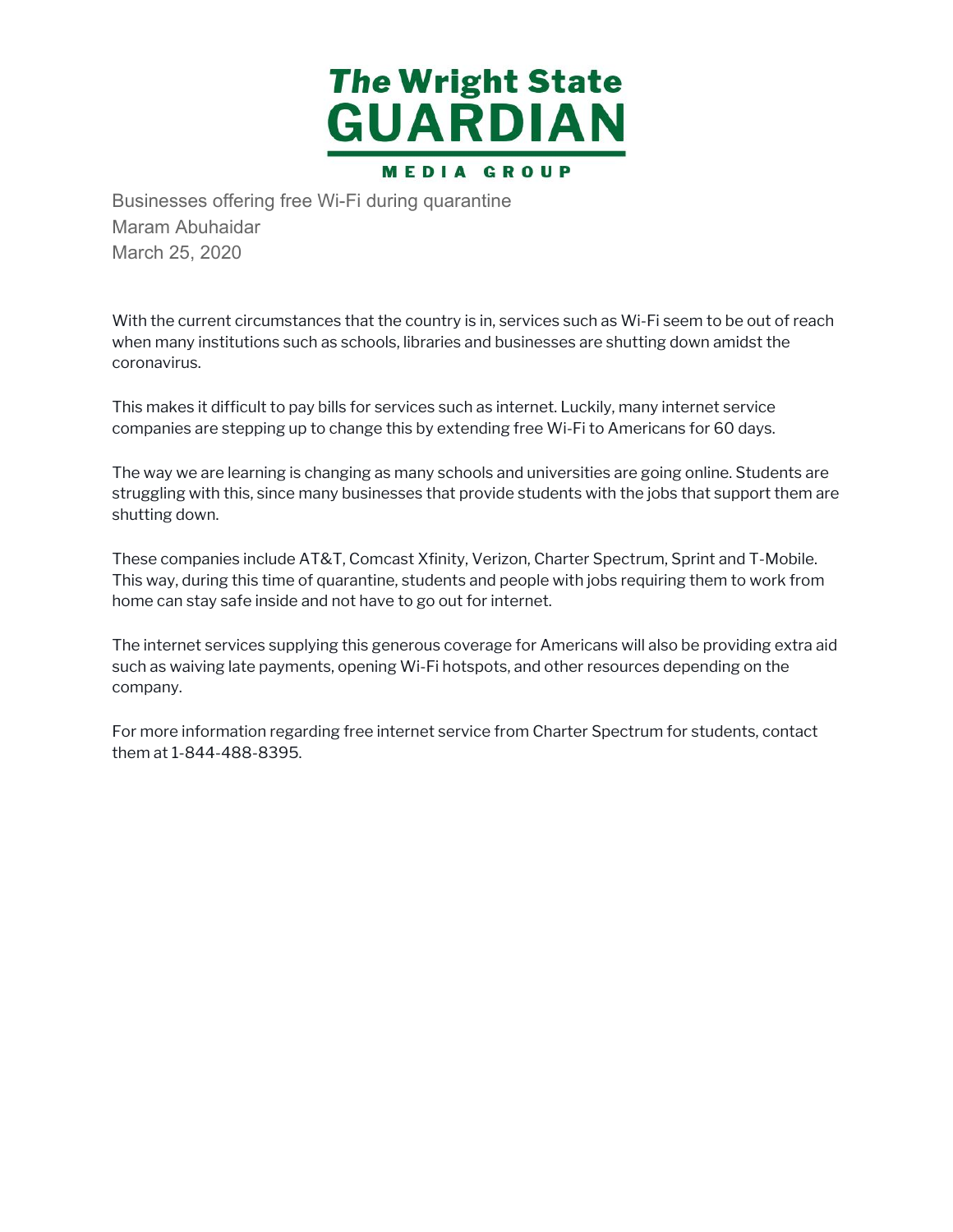# The Wright State GUARDIAN

MEDIA GROUP

Businesses offering free Wi-Fi during quarantine
Maram Abuhaidar
March 25, 2020

With the current circumstances that the country is in, services such as Wi-Fi seem to be out of reach when many institutions such as schools, libraries and businesses are shutting down amidst the coronavirus.

This makes it difficult to pay bills for services such as internet. Luckily, many internet service companies are stepping up to change this by extending free Wi-Fi to Americans for 60 days.

The way we are learning is changing as many schools and universities are going online. Students are struggling with this, since many businesses that provide students with the jobs that support them are shutting down.

These companies include AT&T, Comcast Xfinity, Verizon, Charter Spectrum, Sprint and T-Mobile. This way, during this time of quarantine, students and people with jobs requiring them to work from home can stay safe inside and not have to go out for internet.

The internet services supplying this generous coverage for Americans will also be providing extra aid such as waiving late payments, opening Wi-Fi hotspots, and other resources depending on the company.

For more information regarding free internet service from Charter Spectrum for students, contact them at 1-844-488-8395.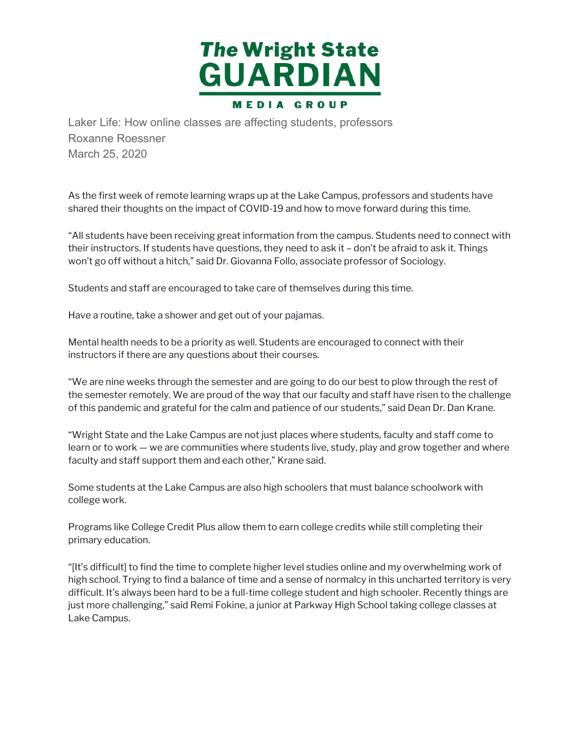**The Wright State GUARDIAN**
**MEDIA GROUP**

Laker Life: How online classes are affecting students, professors
Roxanne Roessner
March 25, 2020

As the first week of remote learning wraps up at the Lake Campus, professors and students have shared their thoughts on the impact of COVID-19 and how to move forward during this time.

"All students have been receiving great information from the campus. Students need to connect with their instructors. If students have questions, they need to ask it – don't be afraid to ask it. Things won't go off without a hitch," said Dr. Giovanna Follo, associate professor of Sociology.

Students and staff are encouraged to take care of themselves during this time.

Have a routine, take a shower and get out of your pajamas.

Mental health needs to be a priority as well. Students are encouraged to connect with their instructors if there are any questions about their courses.

"We are nine weeks through the semester and are going to do our best to plow through the rest of the semester remotely. We are proud of the way that our faculty and staff have risen to the challenge of this pandemic and grateful for the calm and patience of our students," said Dean Dr. Dan Krane.

"Wright State and the Lake Campus are not just places where students, faculty and staff come to learn or to work — we are communities where students live, study, play and grow together and where faculty and staff support them and each other," Krane said.

Some students at the Lake Campus are also high schoolers that must balance schoolwork with college work.

Programs like College Credit Plus allow them to earn college credits while still completing their primary education.

"[It's difficult] to find the time to complete higher level studies online and my overwhelming work of high school. Trying to find a balance of time and a sense of normalcy in this uncharted territory is very difficult. It's always been hard to be a full-time college student and high schooler. Recently things are just more challenging," said Remi Fokine, a junior at Parkway High School taking college classes at Lake Campus.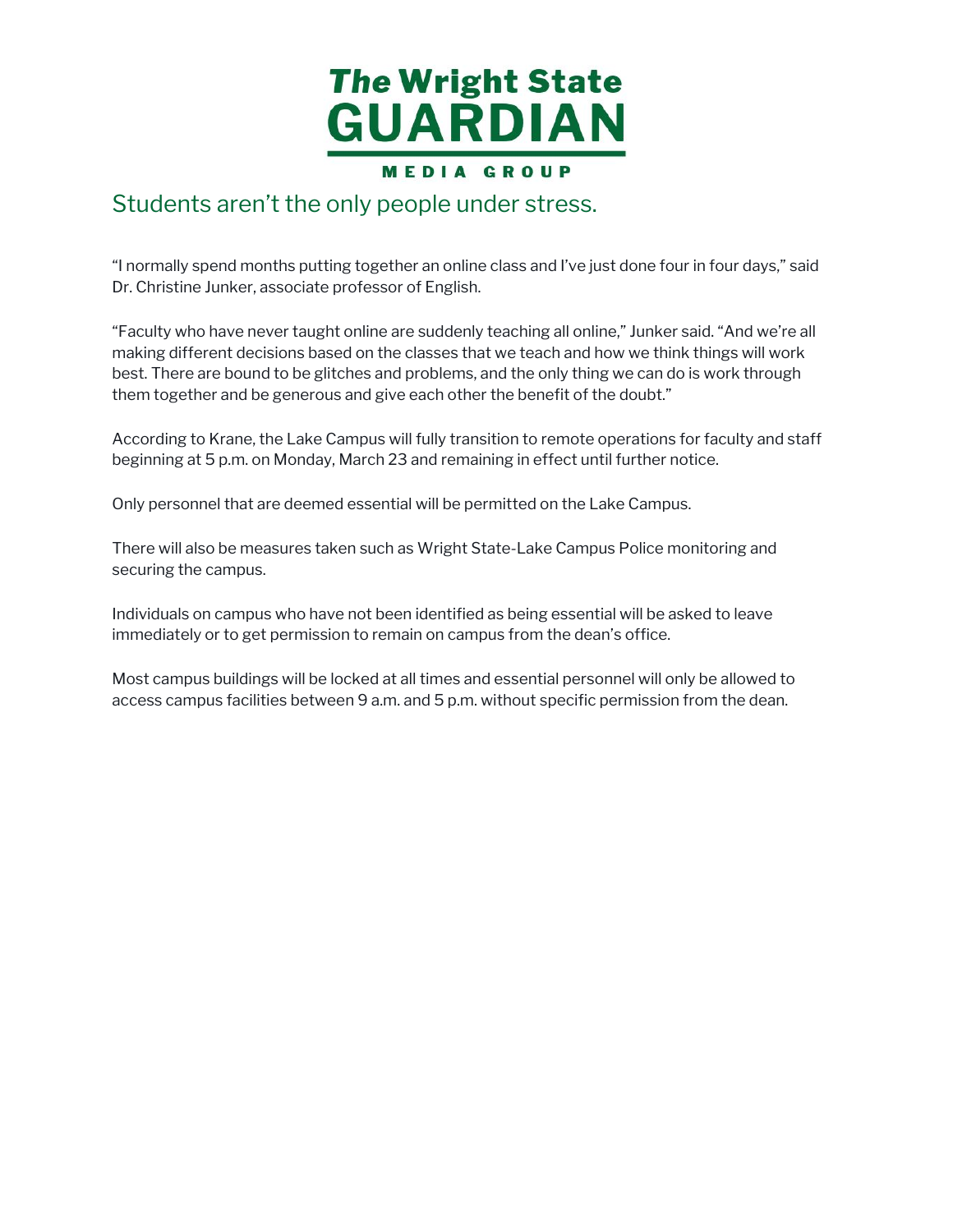## Students aren't the only people under stress.

"I normally spend months putting together an online class and I've just done four in four days," said Dr. Christine Junker, associate professor of English.

"Faculty who have never taught online are suddenly teaching all online," Junker said. "And we're all making different decisions based on the classes that we teach and how we think things will work best. There are bound to be glitches and problems, and the only thing we can do is work through them together and be generous and give each other the benefit of the doubt."

According to Krane, the Lake Campus will fully transition to remote operations for faculty and staff beginning at 5 p.m. on Monday, March 23 and remaining in effect until further notice.

Only personnel that are deemed essential will be permitted on the Lake Campus.

There will also be measures taken such as Wright State-Lake Campus Police monitoring and securing the campus.

Individuals on campus who have not been identified as being essential will be asked to leave immediately or to get permission to remain on campus from the dean's office.

Most campus buildings will be locked at all times and essential personnel will only be allowed to access campus facilities between 9 a.m. and 5 p.m. without specific permission from the dean.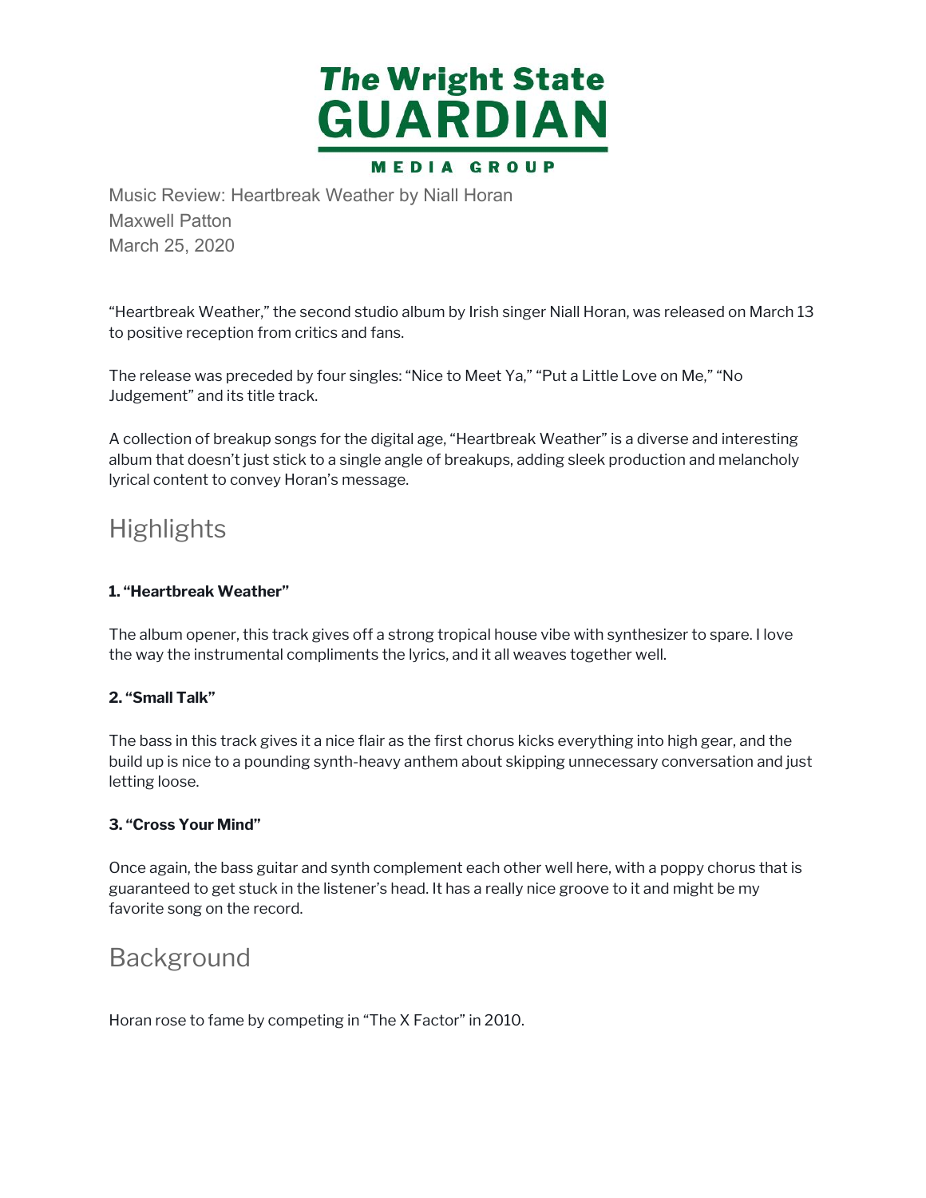# The Wright State GUARDIAN

MEDIA GROUP

Music Review: Heartbreak Weather by Niall Horan
Maxwell Patton
March 25, 2020

"Heartbreak Weather," the second studio album by Irish singer Niall Horan, was released on March 13 to positive reception from critics and fans.

The release was preceded by four singles: "Nice to Meet Ya," "Put a Little Love on Me," "No Judgement" and its title track.

A collection of breakup songs for the digital age, "Heartbreak Weather" is a diverse and interesting album that doesn't just stick to a single angle of breakups, adding sleek production and melancholy lyrical content to convey Horan's message.

## Highlights

**1. "Heartbreak Weather"**

The album opener, this track gives off a strong tropical house vibe with synthesizer to spare. I love the way the instrumental compliments the lyrics, and it all weaves together well.

**2. "Small Talk"**

The bass in this track gives it a nice flair as the first chorus kicks everything into high gear, and the build up is nice to a pounding synth-heavy anthem about skipping unnecessary conversation and just letting loose.

**3. "Cross Your Mind"**

Once again, the bass guitar and synth complement each other well here, with a poppy chorus that is guaranteed to get stuck in the listener's head. It has a really nice groove to it and might be my favorite song on the record.

## Background

Horan rose to fame by competing in "The X Factor" in 2010.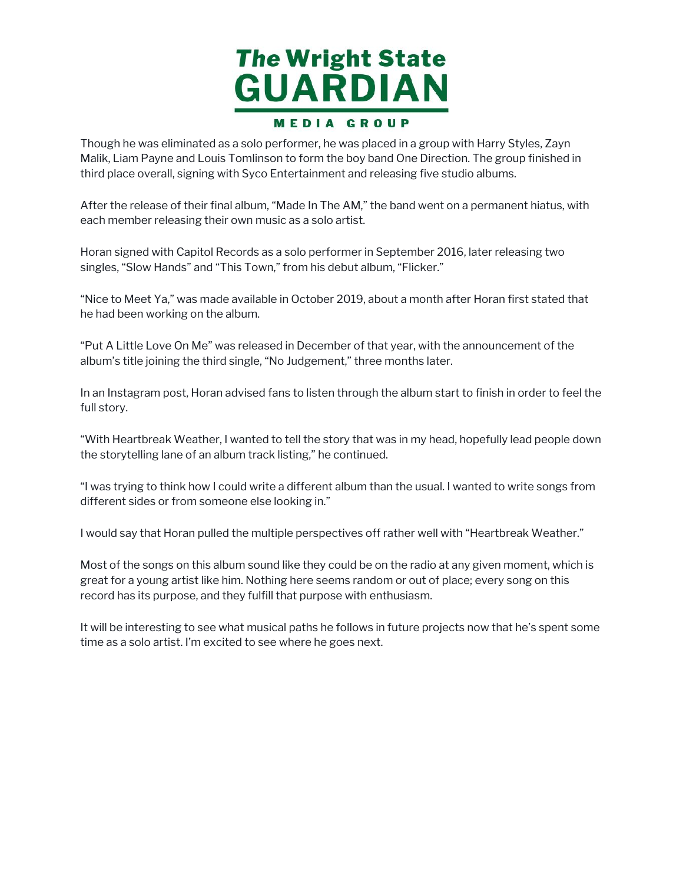Though he was eliminated as a solo performer, he was placed in a group with Harry Styles, Zayn Malik, Liam Payne and Louis Tomlinson to form the boy band One Direction. The group finished in third place overall, signing with Syco Entertainment and releasing five studio albums.

After the release of their final album, "Made In The AM," the band went on a permanent hiatus, with each member releasing their own music as a solo artist.

Horan signed with Capitol Records as a solo performer in September 2016, later releasing two singles, "Slow Hands" and "This Town," from his debut album, "Flicker."

"Nice to Meet Ya," was made available in October 2019, about a month after Horan first stated that he had been working on the album.

"Put A Little Love On Me" was released in December of that year, with the announcement of the album's title joining the third single, "No Judgement," three months later.

In an Instagram post, Horan advised fans to listen through the album start to finish in order to feel the full story.

"With Heartbreak Weather, I wanted to tell the story that was in my head, hopefully lead people down the storytelling lane of an album track listing," he continued.

"I was trying to think how I could write a different album than the usual. I wanted to write songs from different sides or from someone else looking in."

I would say that Horan pulled the multiple perspectives off rather well with "Heartbreak Weather."

Most of the songs on this album sound like they could be on the radio at any given moment, which is great for a young artist like him. Nothing here seems random or out of place; every song on this record has its purpose, and they fulfill that purpose with enthusiasm.

It will be interesting to see what musical paths he follows in future projects now that he's spent some time as a solo artist. I'm excited to see where he goes next.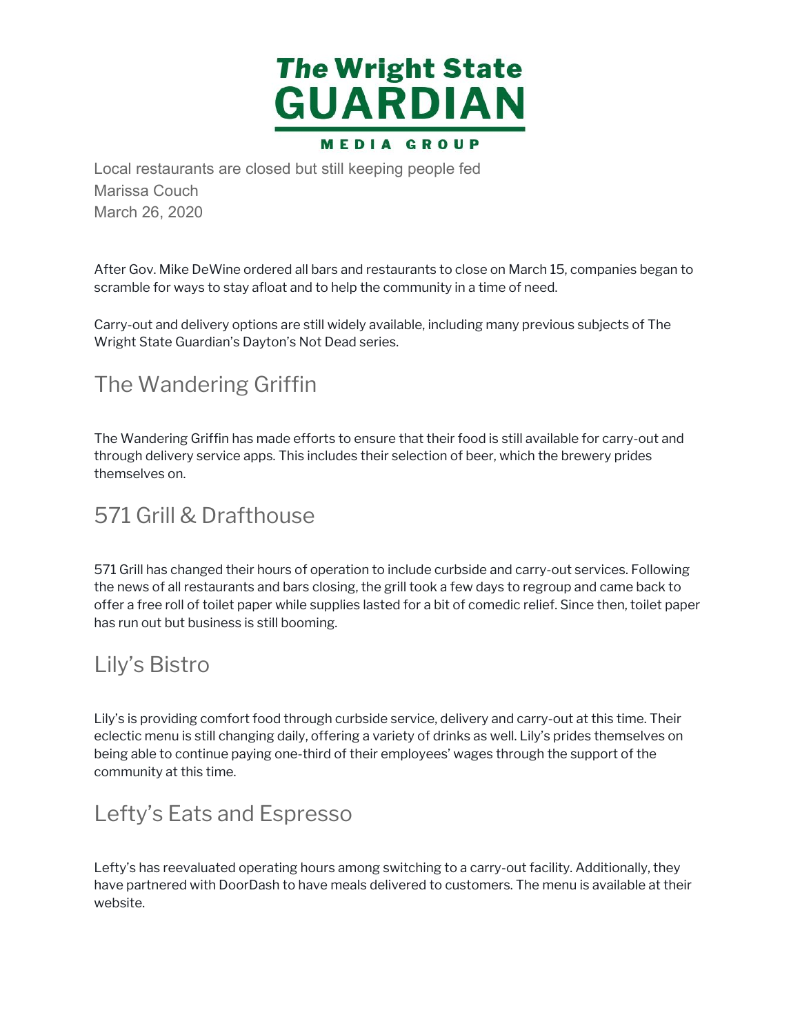# The Wright State GUARDIAN

MEDIA GROUP

Local restaurants are closed but still keeping people fed
Marissa Couch
March 26, 2020

After Gov. Mike DeWine ordered all bars and restaurants to close on March 15, companies began to scramble for ways to stay afloat and to help the community in a time of need.

Carry-out and delivery options are still widely available, including many previous subjects of The Wright State Guardian's Dayton's Not Dead series.

## The Wandering Griffin

The Wandering Griffin has made efforts to ensure that their food is still available for carry-out and through delivery service apps. This includes their selection of beer, which the brewery prides themselves on.

## 571 Grill & Drafthouse

571 Grill has changed their hours of operation to include curbside and carry-out services. Following the news of all restaurants and bars closing, the grill took a few days to regroup and came back to offer a free roll of toilet paper while supplies lasted for a bit of comedic relief. Since then, toilet paper has run out but business is still booming.

## Lily's Bistro

Lily's is providing comfort food through curbside service, delivery and carry-out at this time. Their eclectic menu is still changing daily, offering a variety of drinks as well. Lily's prides themselves on being able to continue paying one-third of their employees' wages through the support of the community at this time.

## Lefty's Eats and Espresso

Lefty's has reevaluated operating hours among switching to a carry-out facility. Additionally, they have partnered with DoorDash to have meals delivered to customers. The menu is available at their website.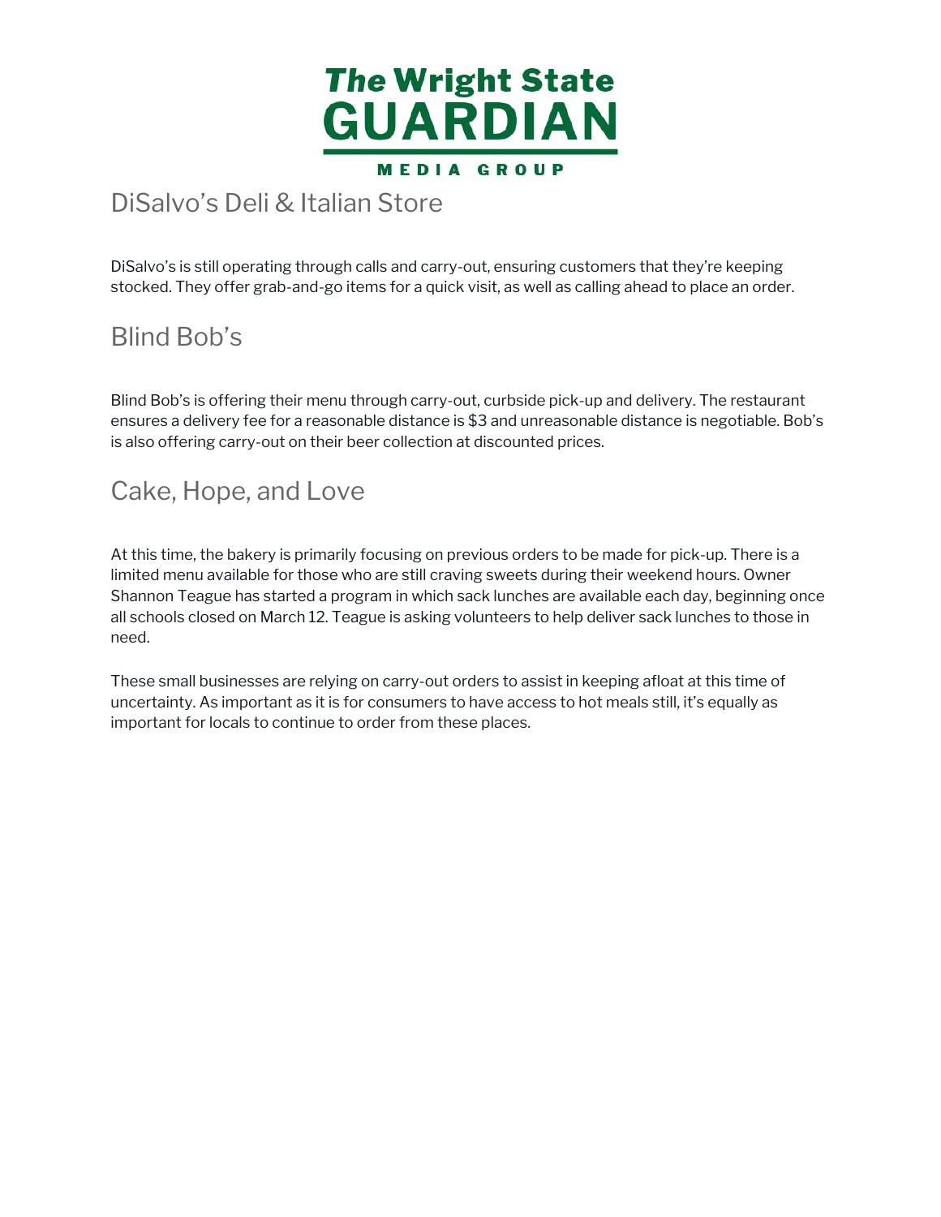## DiSalvo's Deli & Italian Store

DiSalvo's is still operating through calls and carry-out, ensuring customers that they're keeping stocked. They offer grab-and-go items for a quick visit, as well as calling ahead to place an order.

## Blind Bob's

Blind Bob's is offering their menu through carry-out, curbside pick-up and delivery. The restaurant ensures a delivery fee for a reasonable distance is $3 and unreasonable distance is negotiable. Bob's is also offering carry-out on their beer collection at discounted prices.

## Cake, Hope, and Love

At this time, the bakery is primarily focusing on previous orders to be made for pick-up. There is a limited menu available for those who are still craving sweets during their weekend hours. Owner Shannon Teague has started a program in which sack lunches are available each day, beginning once all schools closed on March 12. Teague is asking volunteers to help deliver sack lunches to those in need.

These small businesses are relying on carry-out orders to assist in keeping afloat at this time of uncertainty. As important as it is for consumers to have access to hot meals still, it's equally as important for locals to continue to order from these places.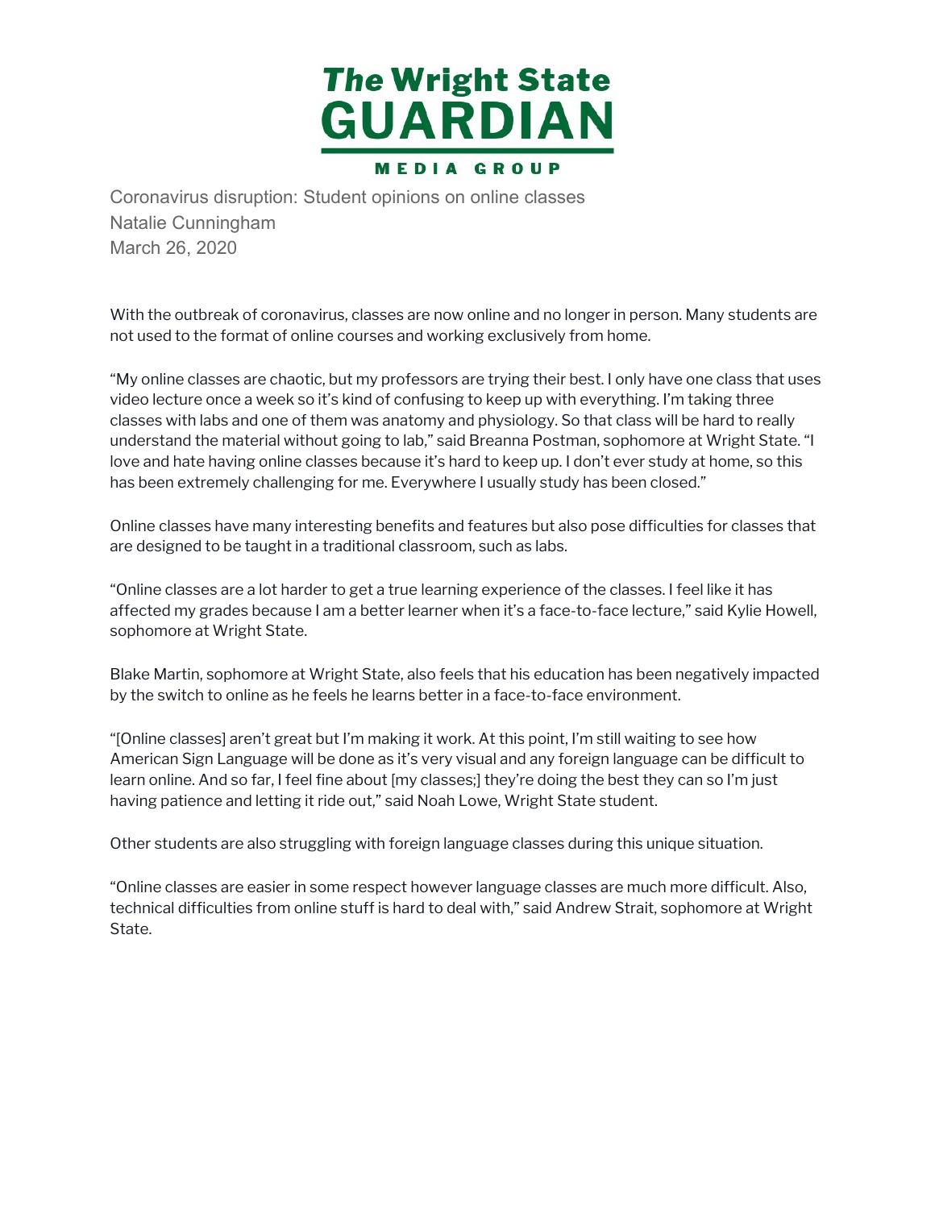The Wright State GUARDIAN MEDIA GROUP

Coronavirus disruption: Student opinions on online classes
Natalie Cunningham
March 26, 2020

With the outbreak of coronavirus, classes are now online and no longer in person. Many students are not used to the format of online courses and working exclusively from home.

"My online classes are chaotic, but my professors are trying their best. I only have one class that uses video lecture once a week so it's kind of confusing to keep up with everything. I'm taking three classes with labs and one of them was anatomy and physiology. So that class will be hard to really understand the material without going to lab," said Breanna Postman, sophomore at Wright State. "I love and hate having online classes because it's hard to keep up. I don't ever study at home, so this has been extremely challenging for me. Everywhere I usually study has been closed."

Online classes have many interesting benefits and features but also pose difficulties for classes that are designed to be taught in a traditional classroom, such as labs.

"Online classes are a lot harder to get a true learning experience of the classes. I feel like it has affected my grades because I am a better learner when it's a face-to-face lecture," said Kylie Howell, sophomore at Wright State.

Blake Martin, sophomore at Wright State, also feels that his education has been negatively impacted by the switch to online as he feels he learns better in a face-to-face environment.

"[Online classes] aren't great but I'm making it work. At this point, I'm still waiting to see how American Sign Language will be done as it's very visual and any foreign language can be difficult to learn online. And so far, I feel fine about [my classes;] they're doing the best they can so I'm just having patience and letting it ride out," said Noah Lowe, Wright State student.

Other students are also struggling with foreign language classes during this unique situation.

"Online classes are easier in some respect however language classes are much more difficult. Also, technical difficulties from online stuff is hard to deal with," said Andrew Strait, sophomore at Wright State.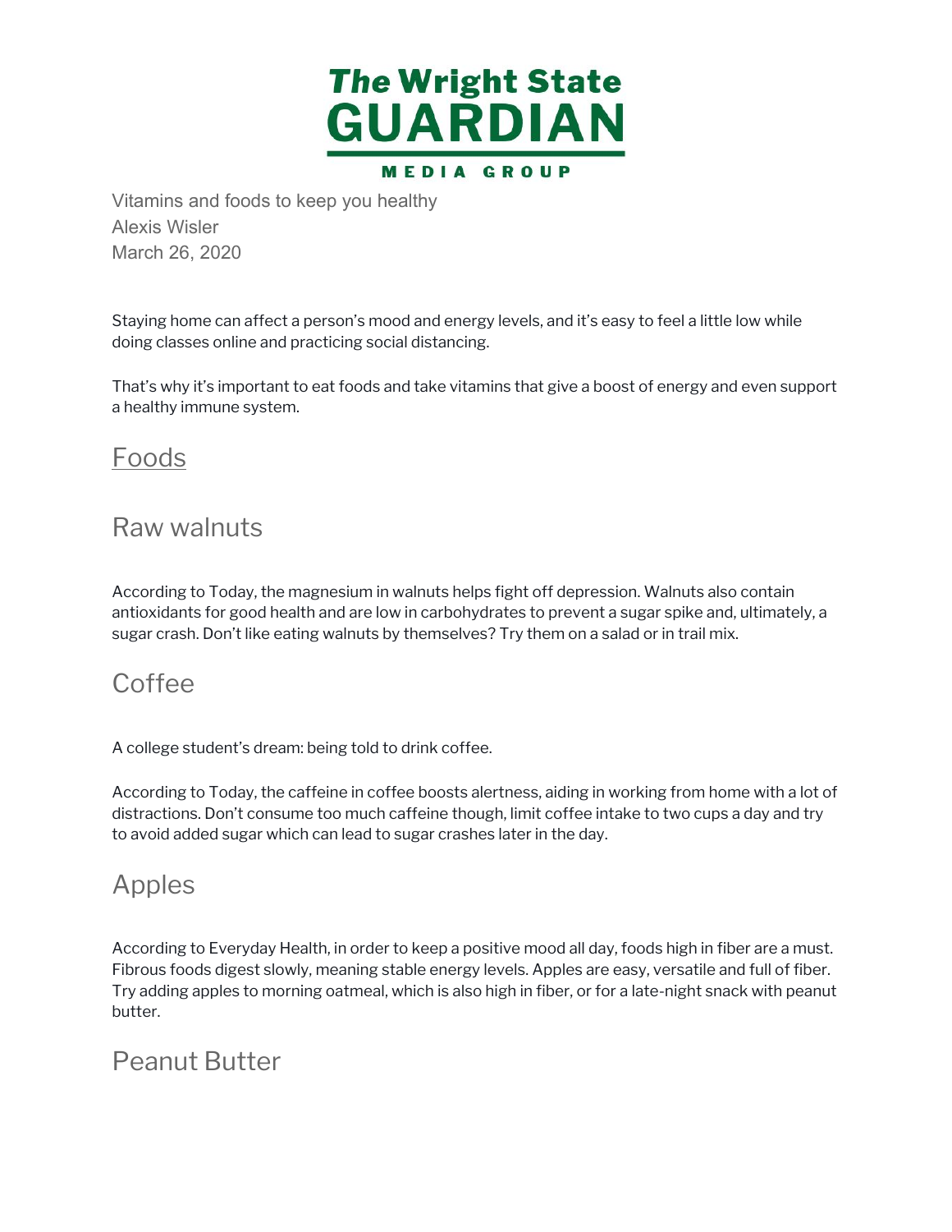Vitamins and foods to keep you healthy
Alexis Wisler
March 26, 2020

Staying home can affect a person's mood and energy levels, and it's easy to feel a little low while doing classes online and practicing social distancing.

That's why it's important to eat foods and take vitamins that give a boost of energy and even support a healthy immune system.

## Foods

### Raw walnuts

According to Today, the magnesium in walnuts helps fight off depression. Walnuts also contain antioxidants for good health and are low in carbohydrates to prevent a sugar spike and, ultimately, a sugar crash. Don't like eating walnuts by themselves? Try them on a salad or in trail mix.

### Coffee

A college student's dream: being told to drink coffee.

According to Today, the caffeine in coffee boosts alertness, aiding in working from home with a lot of distractions. Don't consume too much caffeine though, limit coffee intake to two cups a day and try to avoid added sugar which can lead to sugar crashes later in the day.

### Apples

According to Everyday Health, in order to keep a positive mood all day, foods high in fiber are a must. Fibrous foods digest slowly, meaning stable energy levels. Apples are easy, versatile and full of fiber. Try adding apples to morning oatmeal, which is also high in fiber, or for a late-night snack with peanut butter.

### Peanut Butter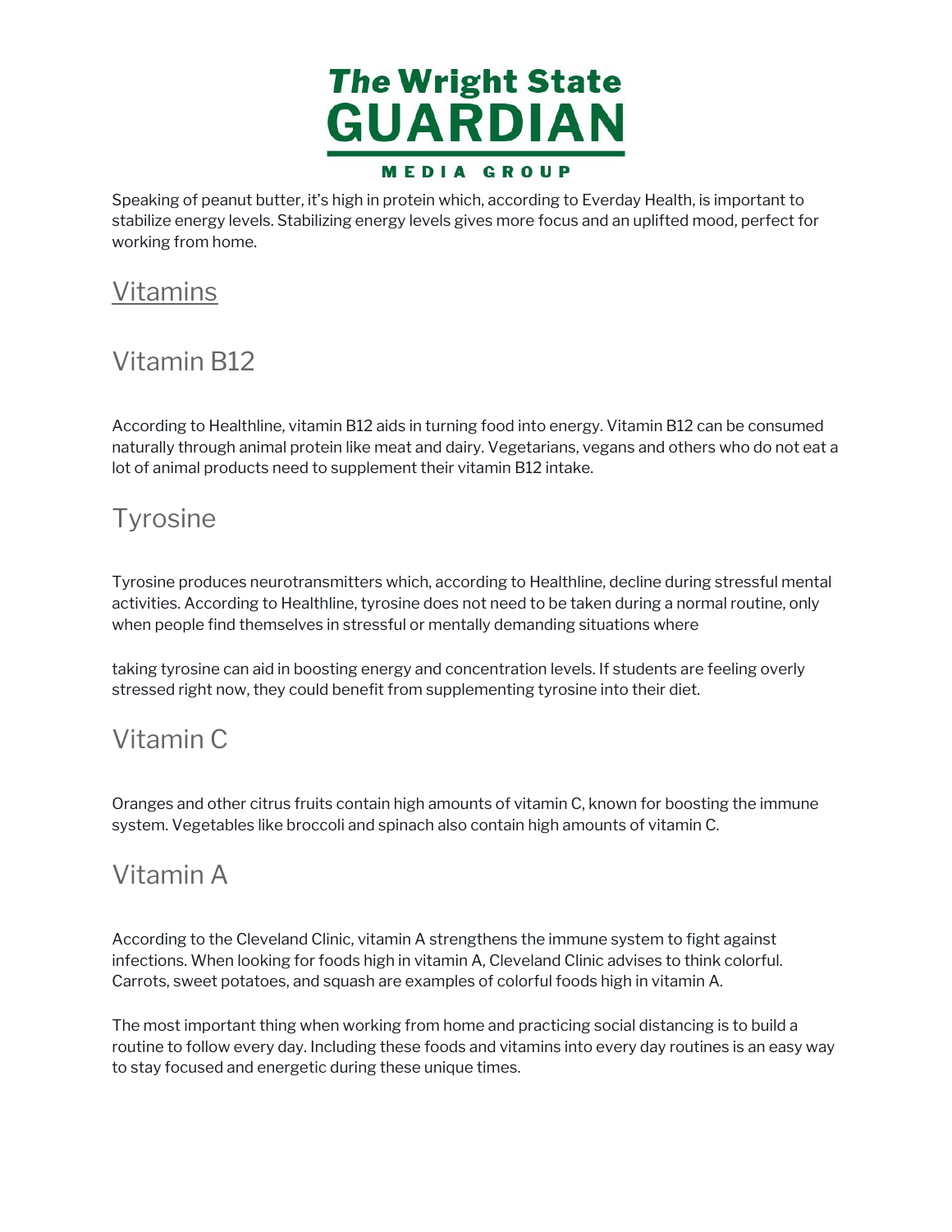Speaking of peanut butter, it's high in protein which, according to Everday Health, is important to stabilize energy levels. Stabilizing energy levels gives more focus and an uplifted mood, perfect for working from home.

## Vitamins

### Vitamin B12

According to Healthline, vitamin B12 aids in turning food into energy. Vitamin B12 can be consumed naturally through animal protein like meat and dairy. Vegetarians, vegans and others who do not eat a lot of animal products need to supplement their vitamin B12 intake.

### Tyrosine

Tyrosine produces neurotransmitters which, according to Healthline, decline during stressful mental activities. According to Healthline, tyrosine does not need to be taken during a normal routine, only when people find themselves in stressful or mentally demanding situations where taking tyrosine can aid in boosting energy and concentration levels. If students are feeling overly stressed right now, they could benefit from supplementing tyrosine into their diet.

### Vitamin C

Oranges and other citrus fruits contain high amounts of vitamin C, known for boosting the immune system. Vegetables like broccoli and spinach also contain high amounts of vitamin C.

### Vitamin A

According to the Cleveland Clinic, vitamin A strengthens the immune system to fight against infections. When looking for foods high in vitamin A, Cleveland Clinic advises to think colorful. Carrots, sweet potatoes, and squash are examples of colorful foods high in vitamin A.

The most important thing when working from home and practicing social distancing is to build a routine to follow every day. Including these foods and vitamins into every day routines is an easy way to stay focused and energetic during these unique times.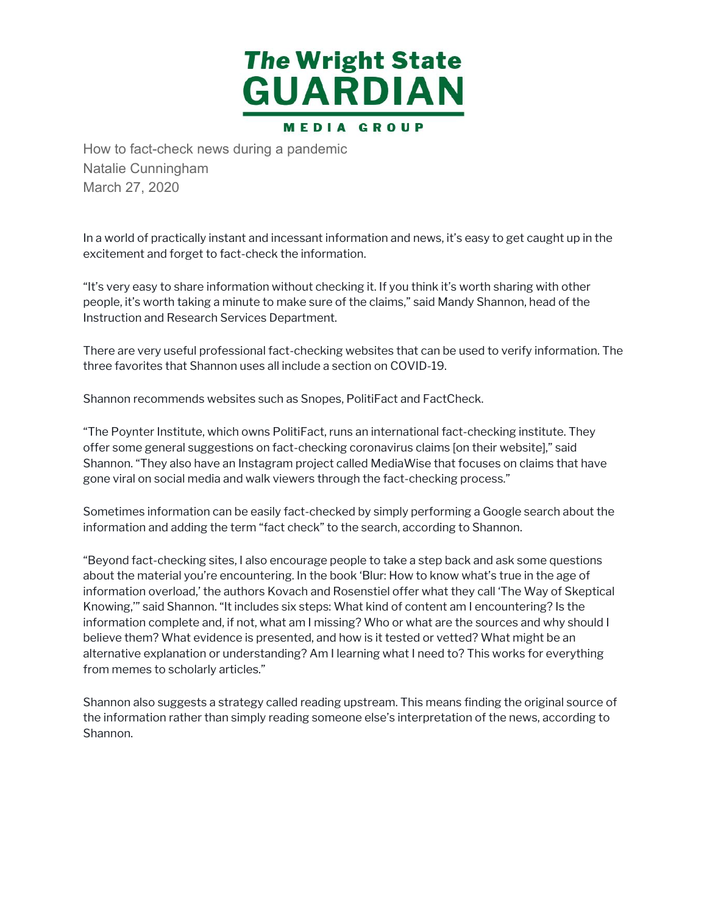# The Wright State GUARDIAN

MEDIA GROUP

How to fact-check news during a pandemic
Natalie Cunningham
March 27, 2020

In a world of practically instant and incessant information and news, it's easy to get caught up in the excitement and forget to fact-check the information.

"It's very easy to share information without checking it. If you think it's worth sharing with other people, it's worth taking a minute to make sure of the claims," said Mandy Shannon, head of the Instruction and Research Services Department.

There are very useful professional fact-checking websites that can be used to verify information. The three favorites that Shannon uses all include a section on COVID-19.

Shannon recommends websites such as Snopes, PolitiFact and FactCheck.

"The Poynter Institute, which owns PolitiFact, runs an international fact-checking institute. They offer some general suggestions on fact-checking coronavirus claims [on their website]," said Shannon. "They also have an Instagram project called MediaWise that focuses on claims that have gone viral on social media and walk viewers through the fact-checking process."

Sometimes information can be easily fact-checked by simply performing a Google search about the information and adding the term "fact check" to the search, according to Shannon.

"Beyond fact-checking sites, I also encourage people to take a step back and ask some questions about the material you're encountering. In the book 'Blur: How to know what's true in the age of information overload,' the authors Kovach and Rosenstiel offer what they call 'The Way of Skeptical Knowing,'" said Shannon. "It includes six steps: What kind of content am I encountering? Is the information complete and, if not, what am I missing? Who or what are the sources and why should I believe them? What evidence is presented, and how is it tested or vetted? What might be an alternative explanation or understanding? Am I learning what I need to? This works for everything from memes to scholarly articles."

Shannon also suggests a strategy called reading upstream. This means finding the original source of the information rather than simply reading someone else's interpretation of the news, according to Shannon.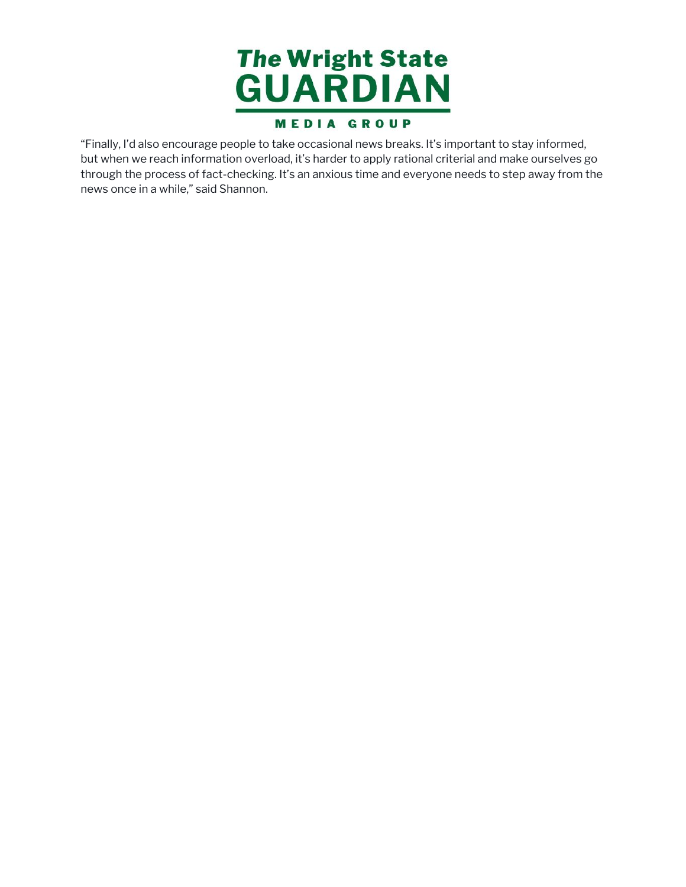"Finally, I'd also encourage people to take occasional news breaks. It's important to stay informed, but when we reach information overload, it's harder to apply rational criterial and make ourselves go through the process of fact-checking. It's an anxious time and everyone needs to step away from the news once in a while," said Shannon.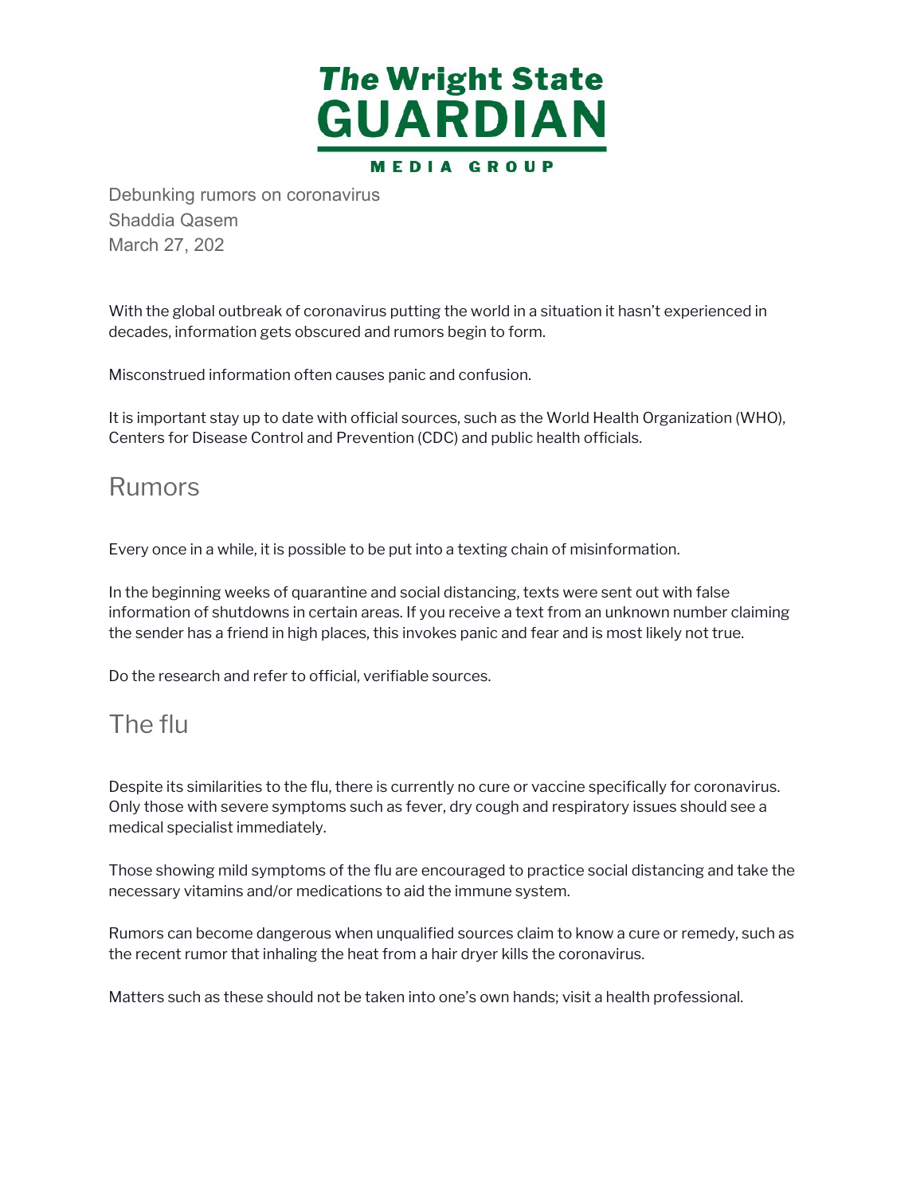# The Wright State GUARDIAN

MEDIA GROUP

Debunking rumors on coronavirus
Shaddia Qasem
March 27, 202

With the global outbreak of coronavirus putting the world in a situation it hasn't experienced in decades, information gets obscured and rumors begin to form.

Misconstrued information often causes panic and confusion.

It is important stay up to date with official sources, such as the World Health Organization (WHO), Centers for Disease Control and Prevention (CDC) and public health officials.

## Rumors

Every once in a while, it is possible to be put into a texting chain of misinformation.

In the beginning weeks of quarantine and social distancing, texts were sent out with false information of shutdowns in certain areas. If you receive a text from an unknown number claiming the sender has a friend in high places, this invokes panic and fear and is most likely not true.

Do the research and refer to official, verifiable sources.

## The flu

Despite its similarities to the flu, there is currently no cure or vaccine specifically for coronavirus. Only those with severe symptoms such as fever, dry cough and respiratory issues should see a medical specialist immediately.

Those showing mild symptoms of the flu are encouraged to practice social distancing and take the necessary vitamins and/or medications to aid the immune system.

Rumors can become dangerous when unqualified sources claim to know a cure or remedy, such as the recent rumor that inhaling the heat from a hair dryer kills the coronavirus.

Matters such as these should not be taken into one's own hands; visit a health professional.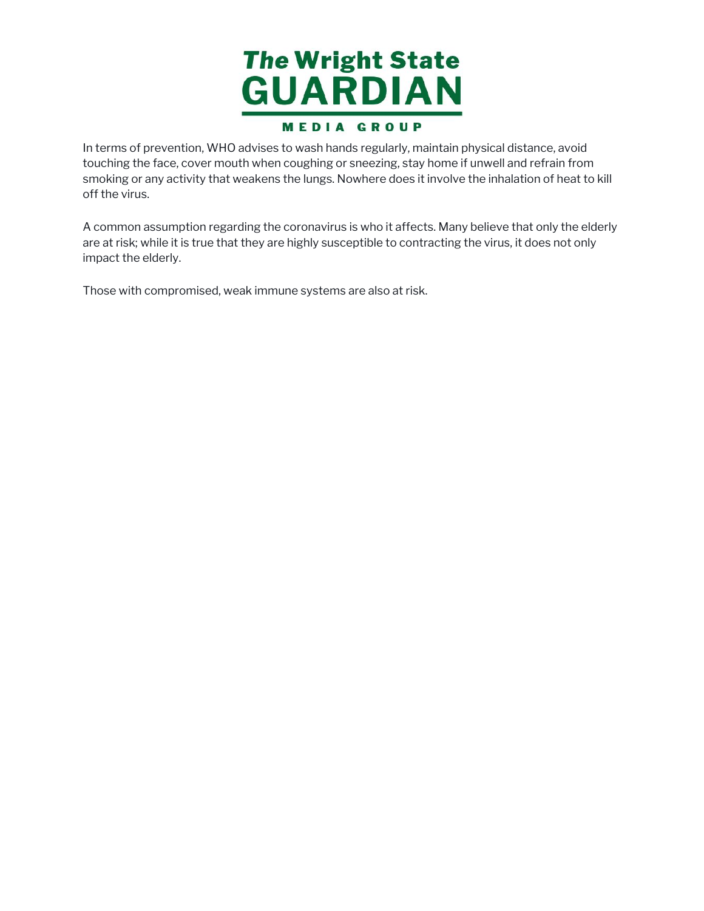In terms of prevention, WHO advises to wash hands regularly, maintain physical distance, avoid touching the face, cover mouth when coughing or sneezing, stay home if unwell and refrain from smoking or any activity that weakens the lungs. Nowhere does it involve the inhalation of heat to kill off the virus.

A common assumption regarding the coronavirus is who it affects. Many believe that only the elderly are at risk; while it is true that they are highly susceptible to contracting the virus, it does not only impact the elderly.

Those with compromised, weak immune systems are also at risk.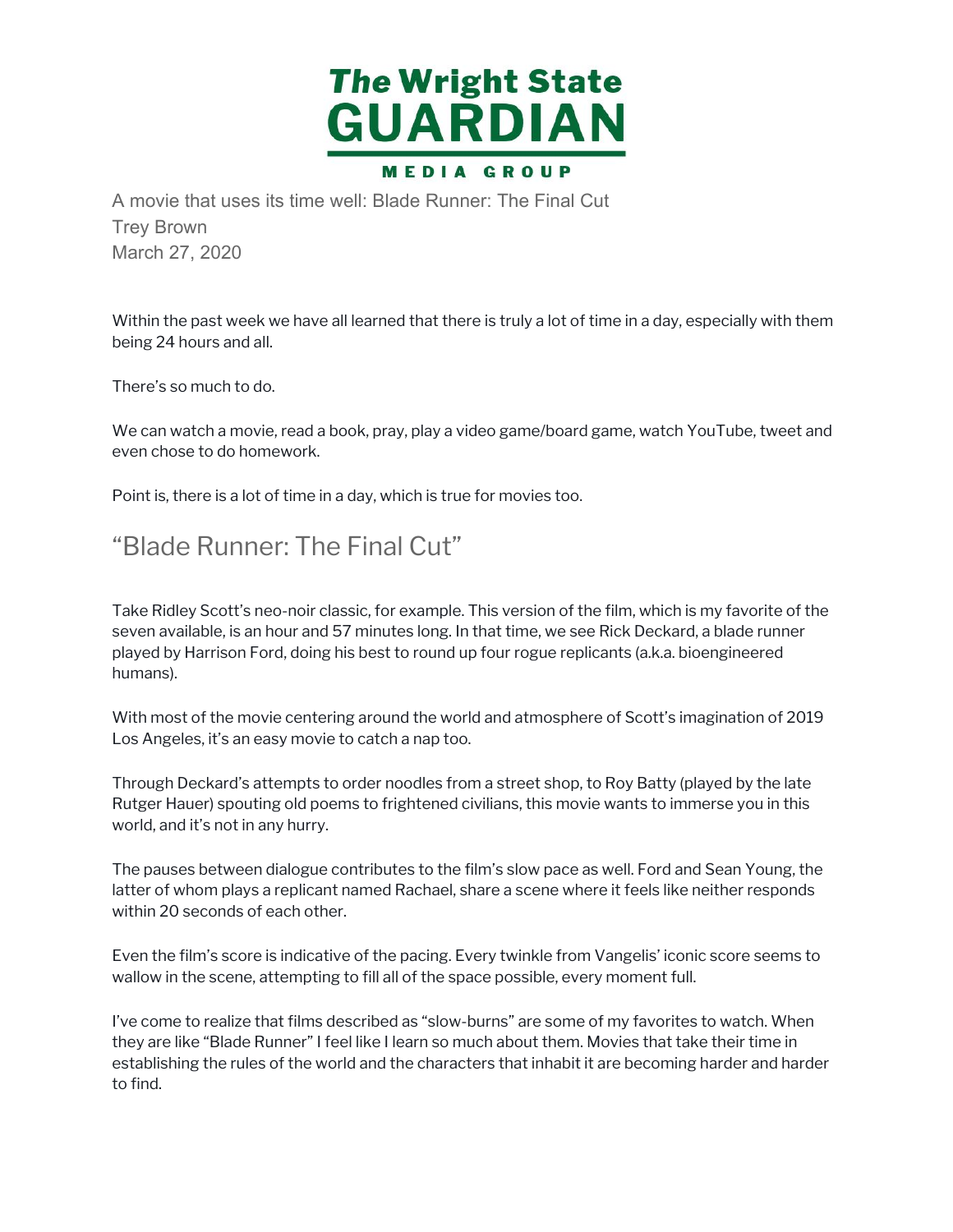A movie that uses its time well: Blade Runner: The Final Cut
Trey Brown
March 27, 2020

Within the past week we have all learned that there is truly a lot of time in a day, especially with them being 24 hours and all.

There's so much to do.

We can watch a movie, read a book, pray, play a video game/board game, watch YouTube, tweet and even chose to do homework.

Point is, there is a lot of time in a day, which is true for movies too.

## "Blade Runner: The Final Cut"

Take Ridley Scott's neo-noir classic, for example. This version of the film, which is my favorite of the seven available, is an hour and 57 minutes long. In that time, we see Rick Deckard, a blade runner played by Harrison Ford, doing his best to round up four rogue replicants (a.k.a. bioengineered humans).

With most of the movie centering around the world and atmosphere of Scott's imagination of 2019 Los Angeles, it's an easy movie to catch a nap too.

Through Deckard's attempts to order noodles from a street shop, to Roy Batty (played by the late Rutger Hauer) spouting old poems to frightened civilians, this movie wants to immerse you in this world, and it's not in any hurry.

The pauses between dialogue contributes to the film's slow pace as well. Ford and Sean Young, the latter of whom plays a replicant named Rachael, share a scene where it feels like neither responds within 20 seconds of each other.

Even the film's score is indicative of the pacing. Every twinkle from Vangelis' iconic score seems to wallow in the scene, attempting to fill all of the space possible, every moment full.

I've come to realize that films described as "slow-burns" are some of my favorites to watch. When they are like "Blade Runner" I feel like I learn so much about them. Movies that take their time in establishing the rules of the world and the characters that inhabit it are becoming harder and harder to find.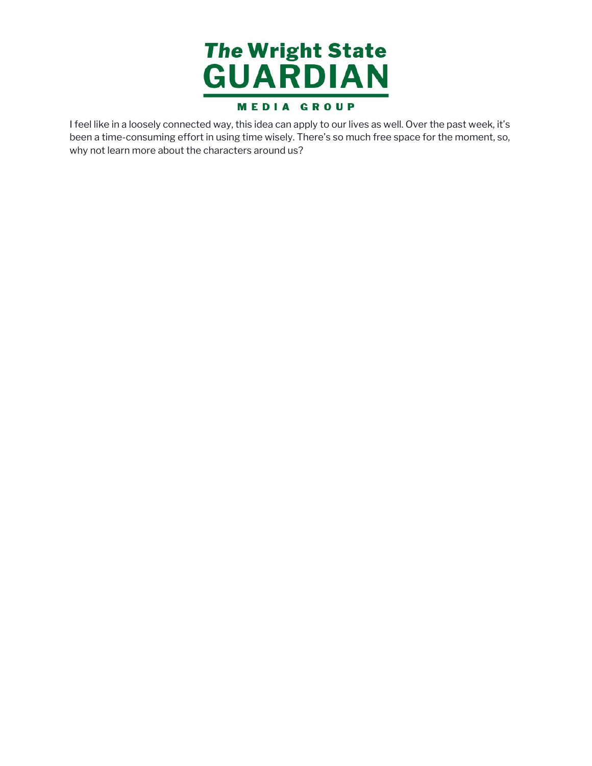I feel like in a loosely connected way, this idea can apply to our lives as well. Over the past week, it's been a time-consuming effort in using time wisely. There's so much free space for the moment, so, why not learn more about the characters around us?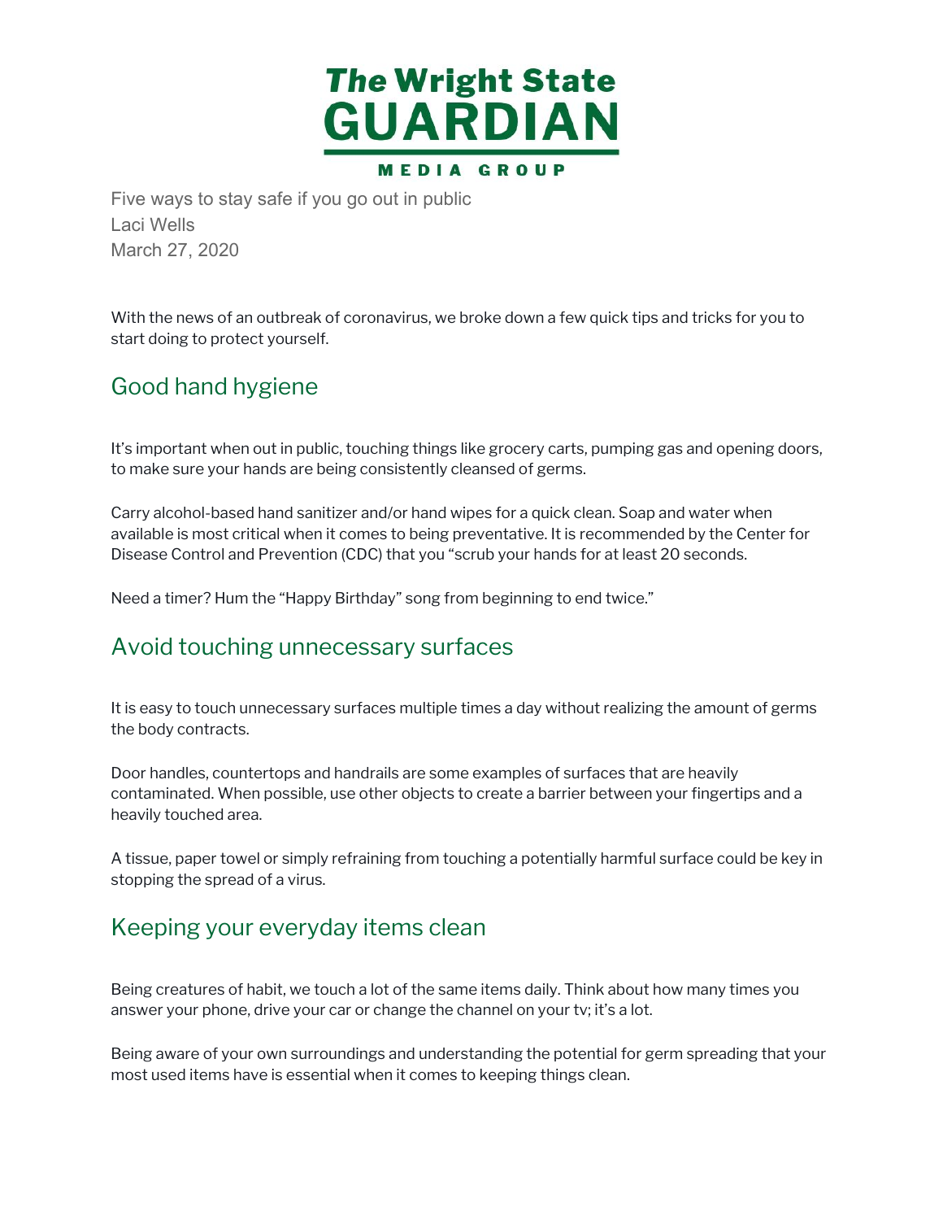# The Wright State GUARDIAN

MEDIA GROUP

Five ways to stay safe if you go out in public
Laci Wells
March 27, 2020

With the news of an outbreak of coronavirus, we broke down a few quick tips and tricks for you to start doing to protect yourself.

## Good hand hygiene

It's important when out in public, touching things like grocery carts, pumping gas and opening doors, to make sure your hands are being consistently cleansed of germs.

Carry alcohol-based hand sanitizer and/or hand wipes for a quick clean. Soap and water when available is most critical when it comes to being preventative. It is recommended by the Center for Disease Control and Prevention (CDC) that you "scrub your hands for at least 20 seconds.

Need a timer? Hum the "Happy Birthday" song from beginning to end twice."

## Avoid touching unnecessary surfaces

It is easy to touch unnecessary surfaces multiple times a day without realizing the amount of germs the body contracts.

Door handles, countertops and handrails are some examples of surfaces that are heavily contaminated. When possible, use other objects to create a barrier between your fingertips and a heavily touched area.

A tissue, paper towel or simply refraining from touching a potentially harmful surface could be key in stopping the spread of a virus.

## Keeping your everyday items clean

Being creatures of habit, we touch a lot of the same items daily. Think about how many times you answer your phone, drive your car or change the channel on your tv; it's a lot.

Being aware of your own surroundings and understanding the potential for germ spreading that your most used items have is essential when it comes to keeping things clean.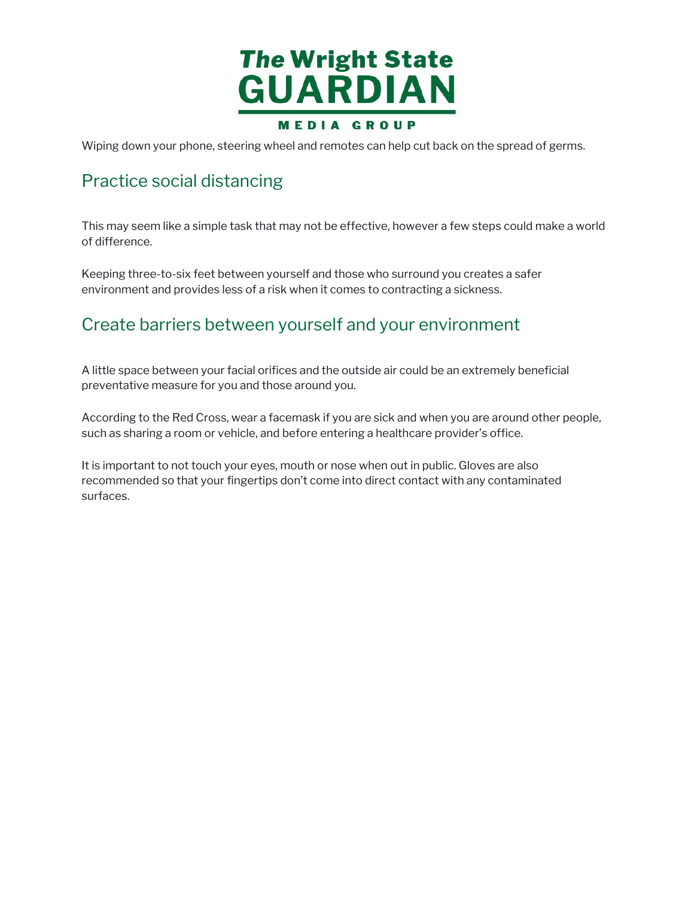Wiping down your phone, steering wheel and remotes can help cut back on the spread of germs.

## Practice social distancing

This may seem like a simple task that may not be effective, however a few steps could make a world of difference.

Keeping three-to-six feet between yourself and those who surround you creates a safer environment and provides less of a risk when it comes to contracting a sickness.

## Create barriers between yourself and your environment

A little space between your facial orifices and the outside air could be an extremely beneficial preventative measure for you and those around you.

According to the Red Cross, wear a facemask if you are sick and when you are around other people, such as sharing a room or vehicle, and before entering a healthcare provider's office.

It is important to not touch your eyes, mouth or nose when out in public. Gloves are also recommended so that your fingertips don't come into direct contact with any contaminated surfaces.